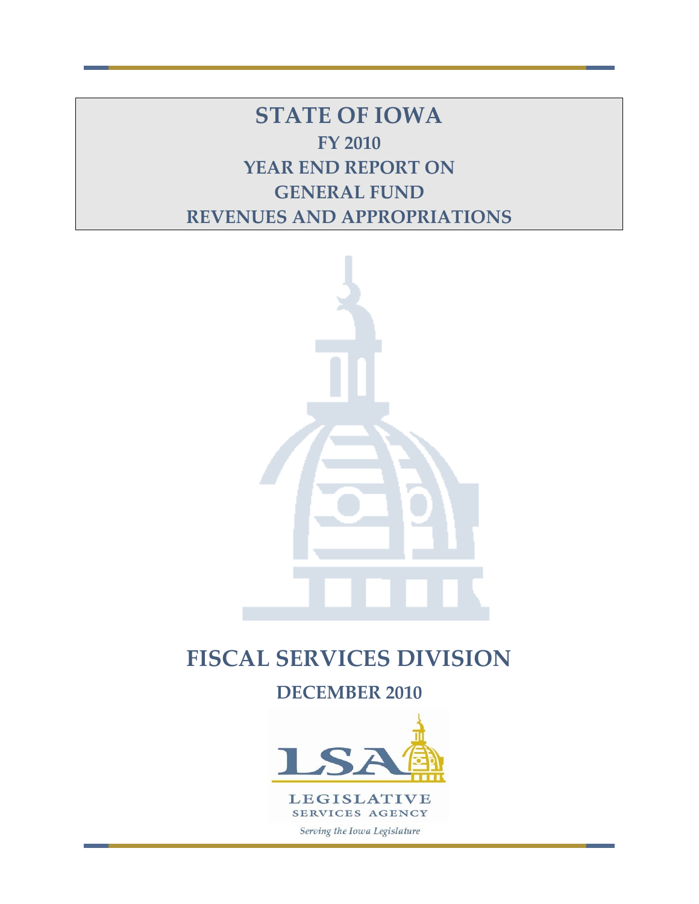# STATE OF IOWA

## FY 2010

## YEAR END REPORT ON

## GENERAL FUND

## REVENUES AND APPROPRIATIONS

# FISCAL SERVICES DIVISION

## DECEMBER 2010

LSA

LEGISLATIVE SERVICES AGENCY

*Serving the Iowa Legislature*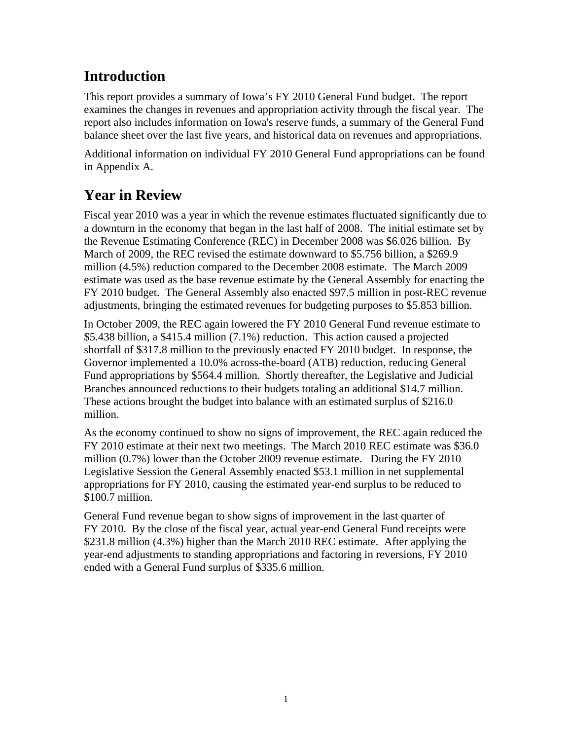## Introduction

This report provides a summary of Iowa's FY 2010 General Fund budget. The report examines the changes in revenues and appropriation activity through the fiscal year. The report also includes information on Iowa's reserve funds, a summary of the General Fund balance sheet over the last five years, and historical data on revenues and appropriations.

Additional information on individual FY 2010 General Fund appropriations can be found in Appendix A.

## Year in Review

Fiscal year 2010 was a year in which the revenue estimates fluctuated significantly due to a downturn in the economy that began in the last half of 2008. The initial estimate set by the Revenue Estimating Conference (REC) in December 2008 was $6.026 billion. By March of 2009, the REC revised the estimate downward to $5.756 billion, a $269.9 million (4.5%) reduction compared to the December 2008 estimate. The March 2009 estimate was used as the base revenue estimate by the General Assembly for enacting the FY 2010 budget. The General Assembly also enacted $97.5 million in post-REC revenue adjustments, bringing the estimated revenues for budgeting purposes to $5.853 billion.

In October 2009, the REC again lowered the FY 2010 General Fund revenue estimate to $5.438 billion, a $415.4 million (7.1%) reduction. This action caused a projected shortfall of $317.8 million to the previously enacted FY 2010 budget. In response, the Governor implemented a 10.0% across-the-board (ATB) reduction, reducing General Fund appropriations by $564.4 million. Shortly thereafter, the Legislative and Judicial Branches announced reductions to their budgets totaling an additional $14.7 million. These actions brought the budget into balance with an estimated surplus of $216.0 million.

As the economy continued to show no signs of improvement, the REC again reduced the FY 2010 estimate at their next two meetings. The March 2010 REC estimate was $36.0 million (0.7%) lower than the October 2009 revenue estimate. During the FY 2010 Legislative Session the General Assembly enacted $53.1 million in net supplemental appropriations for FY 2010, causing the estimated year-end surplus to be reduced to $100.7 million.

General Fund revenue began to show signs of improvement in the last quarter of FY 2010. By the close of the fiscal year, actual year-end General Fund receipts were $231.8 million (4.3%) higher than the March 2010 REC estimate. After applying the year-end adjustments to standing appropriations and factoring in reversions, FY 2010 ended with a General Fund surplus of $335.6 million.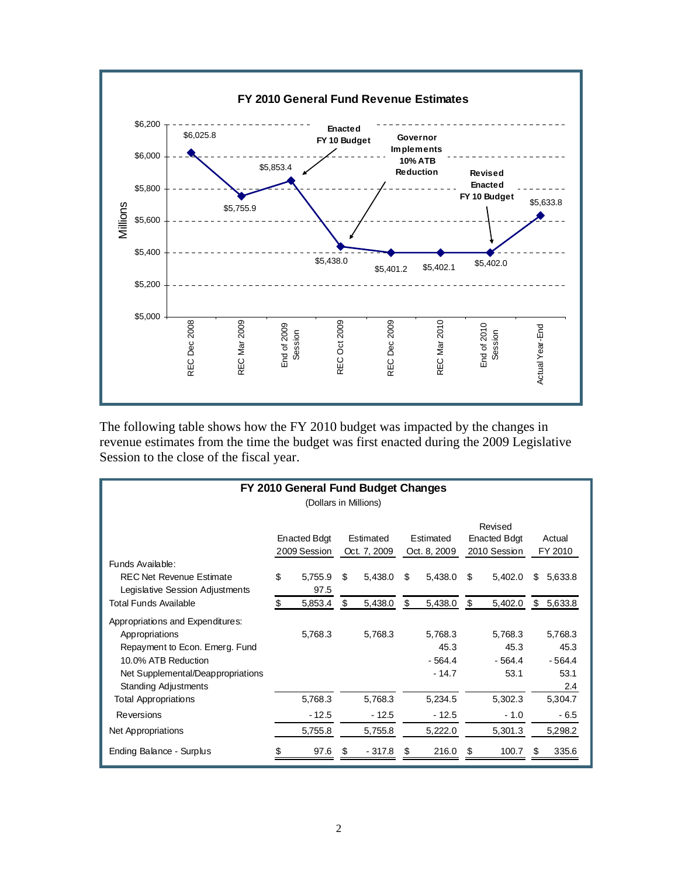**FY 2010 General Fund Revenue Estimates**

| Point | Value (Millions) |
|---|---|
| REC Dec 2008 | $6,025.8 |
| REC Mar 2009 | $5,755.9 |
| End of 2009 Session (Enacted FY 10 Budget) | $5,853.4 |
| REC Oct 2009 (Governor Implements 10% ATB Reduction) | $5,438.0 |
| REC Dec 2009 | $5,401.2 |
| REC Mar 2010 | $5,402.1 |
| End of 2010 Session (Revised Enacted FY 10 Budget) | $5,402.0 |
| Actual Year-End | $5,633.8 |

The following table shows how the FY 2010 budget was impacted by the changes in revenue estimates from the time the budget was first enacted during the 2009 Legislative Session to the close of the fiscal year.

**FY 2010 General Fund Budget Changes**

(Dollars in Millions)

| | Enacted Bdgt 2009 Session | Estimated Oct. 7, 2009 | Estimated Oct. 8, 2009 | Revised Enacted Bdgt 2010 Session | Actual FY 2010 |
|---|---|---|---|---|---|
| Funds Available: | | | | | |
| REC Net Revenue Estimate | $ 5,755.9 | $ 5,438.0 | $ 5,438.0 | $ 5,402.0 | $ 5,633.8 |
| Legislative Session Adjustments | 97.5 | | | | |
| Total Funds Available | $ 5,853.4 | $ 5,438.0 | $ 5,438.0 | $ 5,402.0 | $ 5,633.8 |
| Appropriations and Expenditures: | | | | | |
| Appropriations | 5,768.3 | 5,768.3 | 5,768.3 | 5,768.3 | 5,768.3 |
| Repayment to Econ. Emerg. Fund | | | 45.3 | 45.3 | 45.3 |
| 10.0% ATB Reduction | | | - 564.4 | - 564.4 | - 564.4 |
| Net Supplemental/Deappropriations | | | - 14.7 | 53.1 | 53.1 |
| Standing Adjustments | | | | | 2.4 |
| Total Appropriations | 5,768.3 | 5,768.3 | 5,234.5 | 5,302.3 | 5,304.7 |
| Reversions | - 12.5 | - 12.5 | - 12.5 | - 1.0 | - 6.5 |
| Net Appropriations | 5,755.8 | 5,755.8 | 5,222.0 | 5,301.3 | 5,298.2 |
| Ending Balance - Surplus | $ 97.6 | $ - 317.8 | $ 216.0 | $ 100.7 | $ 335.6 |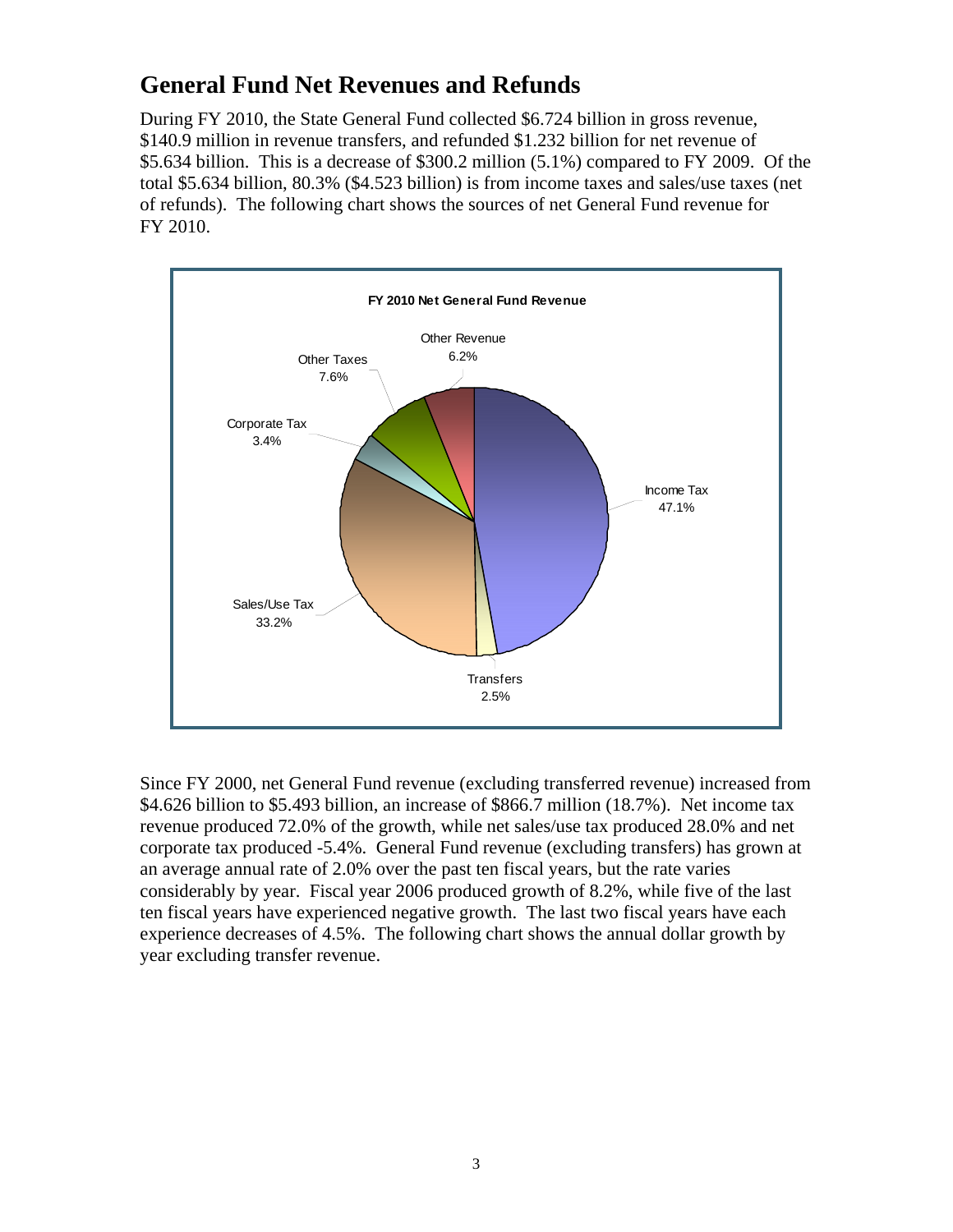## General Fund Net Revenues and Refunds

During FY 2010, the State General Fund collected $6.724 billion in gross revenue, $140.9 million in revenue transfers, and refunded $1.232 billion for net revenue of $5.634 billion. This is a decrease of $300.2 million (5.1%) compared to FY 2009. Of the total $5.634 billion, 80.3% ($4.523 billion) is from income taxes and sales/use taxes (net of refunds). The following chart shows the sources of net General Fund revenue for FY 2010.

**FY 2010 Net General Fund Revenue**

| Source | Percent |
|---|---|
| Income Tax | 47.1% |
| Transfers | 2.5% |
| Sales/Use Tax | 33.2% |
| Corporate Tax | 3.4% |
| Other Taxes | 7.6% |
| Other Revenue | 6.2% |

Since FY 2000, net General Fund revenue (excluding transferred revenue) increased from $4.626 billion to $5.493 billion, an increase of $866.7 million (18.7%). Net income tax revenue produced 72.0% of the growth, while net sales/use tax produced 28.0% and net corporate tax produced -5.4%. General Fund revenue (excluding transfers) has grown at an average annual rate of 2.0% over the past ten fiscal years, but the rate varies considerably by year. Fiscal year 2006 produced growth of 8.2%, while five of the last ten fiscal years have experienced negative growth. The last two fiscal years have each experience decreases of 4.5%. The following chart shows the annual dollar growth by year excluding transfer revenue.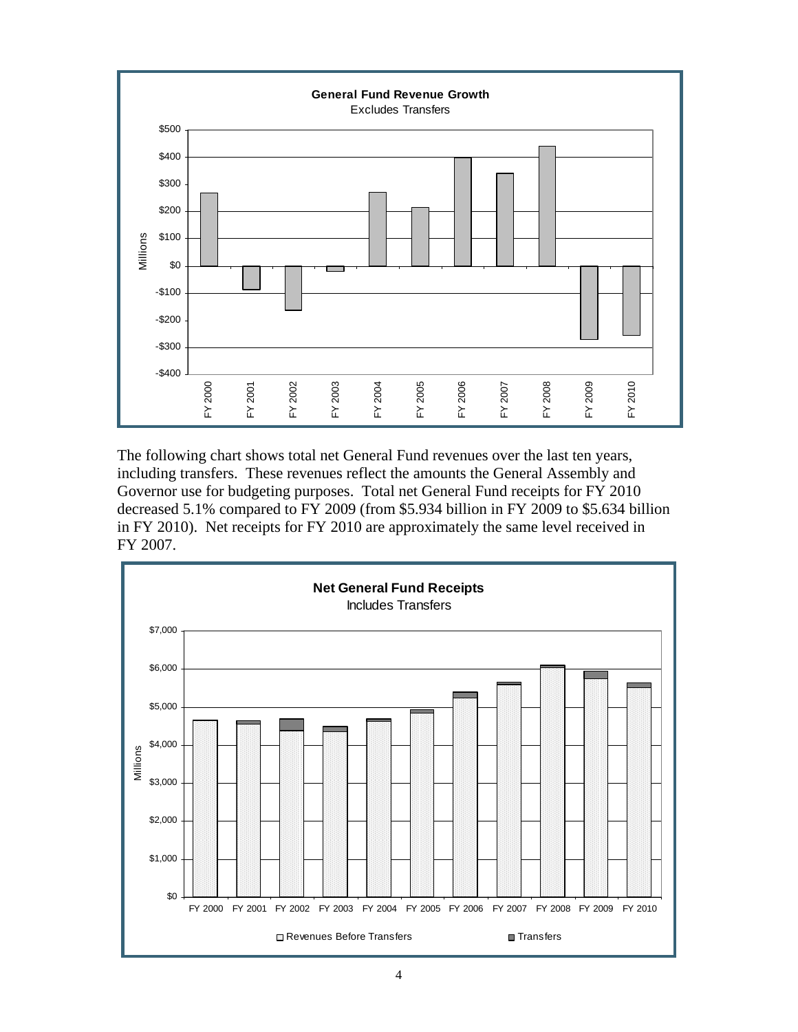**General Fund Revenue Growth**
Excludes Transfers

The following chart shows total net General Fund revenues over the last ten years, including transfers. These revenues reflect the amounts the General Assembly and Governor use for budgeting purposes. Total net General Fund receipts for FY 2010 decreased 5.1% compared to FY 2009 (from $5.934 billion in FY 2009 to $5.634 billion in FY 2010). Net receipts for FY 2010 are approximately the same level received in FY 2007.

**Net General Fund Receipts**
Includes Transfers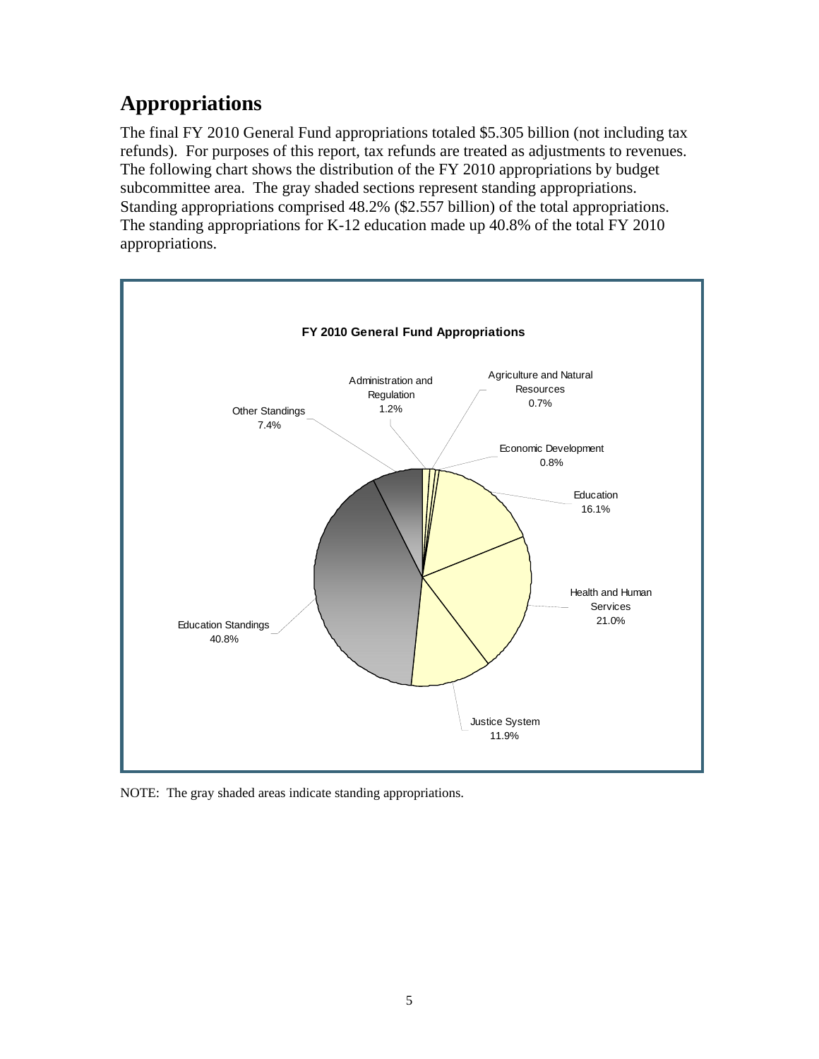## Appropriations

The final FY 2010 General Fund appropriations totaled \$5.305 billion (not including tax refunds). For purposes of this report, tax refunds are treated as adjustments to revenues. The following chart shows the distribution of the FY 2010 appropriations by budget subcommittee area. The gray shaded sections represent standing appropriations. Standing appropriations comprised 48.2% (\$2.557 billion) of the total appropriations. The standing appropriations for K-12 education made up 40.8% of the total FY 2010 appropriations.

**FY 2010 General Fund Appropriations**

| Budget Subcommittee Area | Percent |
|---|---|
| Administration and Regulation | 1.2% |
| Agriculture and Natural Resources | 0.7% |
| Economic Development | 0.8% |
| Education | 16.1% |
| Health and Human Services | 21.0% |
| Justice System | 11.9% |
| Education Standings | 40.8% |
| Other Standings | 7.4% |

NOTE: The gray shaded areas indicate standing appropriations.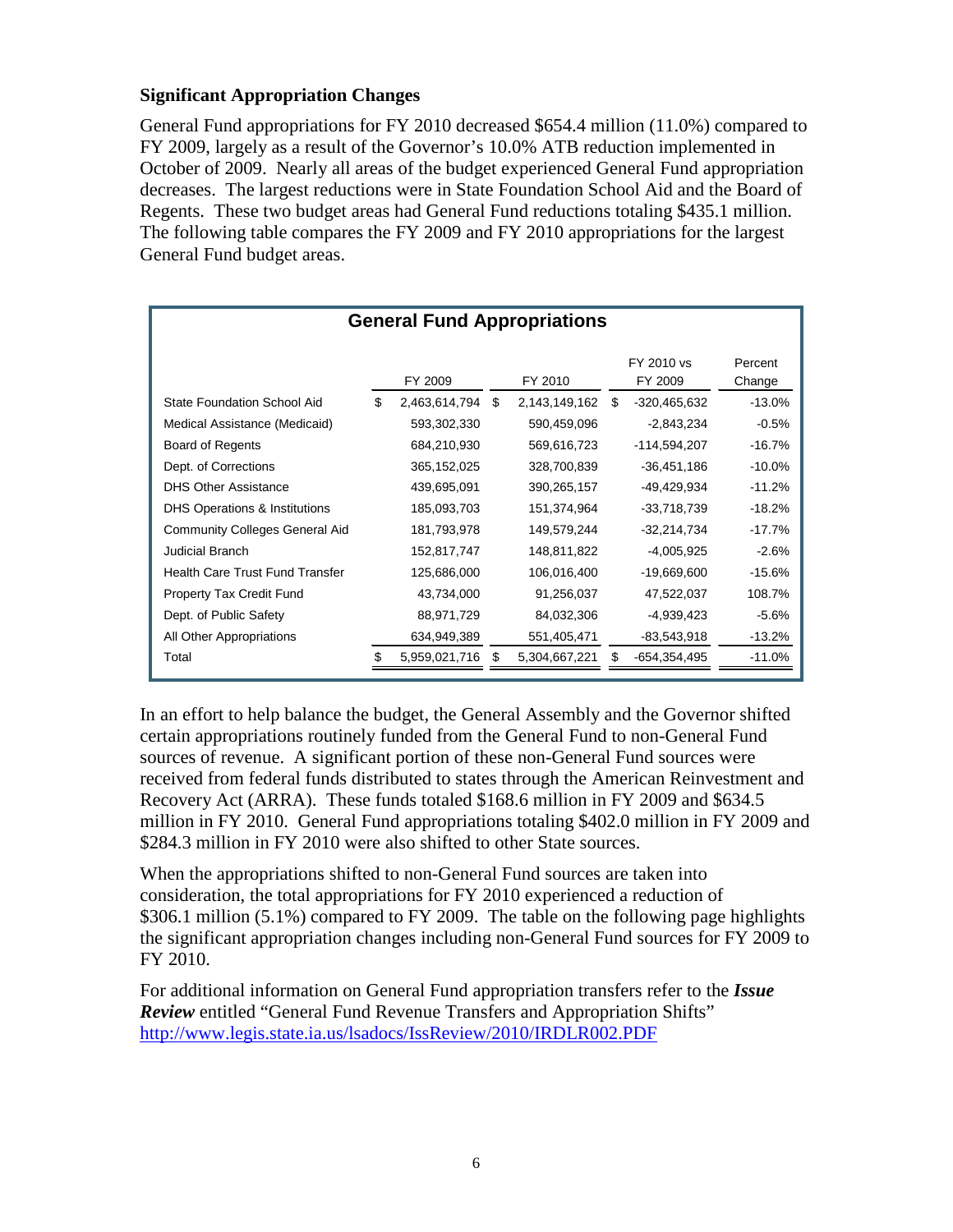### Significant Appropriation Changes

General Fund appropriations for FY 2010 decreased $654.4 million (11.0%) compared to FY 2009, largely as a result of the Governor's 10.0% ATB reduction implemented in October of 2009. Nearly all areas of the budget experienced General Fund appropriation decreases. The largest reductions were in State Foundation School Aid and the Board of Regents. These two budget areas had General Fund reductions totaling $435.1 million. The following table compares the FY 2009 and FY 2010 appropriations for the largest General Fund budget areas.

**General Fund Appropriations**

| | FY 2009 | FY 2010 | FY 2010 vs FY 2009 | Percent Change |
|---|---|---|---|---|
| State Foundation School Aid | $ 2,463,614,794 | $ 2,143,149,162 | $ -320,465,632 | -13.0% |
| Medical Assistance (Medicaid) | 593,302,330 | 590,459,096 | -2,843,234 | -0.5% |
| Board of Regents | 684,210,930 | 569,616,723 | -114,594,207 | -16.7% |
| Dept. of Corrections | 365,152,025 | 328,700,839 | -36,451,186 | -10.0% |
| DHS Other Assistance | 439,695,091 | 390,265,157 | -49,429,934 | -11.2% |
| DHS Operations & Institutions | 185,093,703 | 151,374,964 | -33,718,739 | -18.2% |
| Community Colleges General Aid | 181,793,978 | 149,579,244 | -32,214,734 | -17.7% |
| Judicial Branch | 152,817,747 | 148,811,822 | -4,005,925 | -2.6% |
| Health Care Trust Fund Transfer | 125,686,000 | 106,016,400 | -19,669,600 | -15.6% |
| Property Tax Credit Fund | 43,734,000 | 91,256,037 | 47,522,037 | 108.7% |
| Dept. of Public Safety | 88,971,729 | 84,032,306 | -4,939,423 | -5.6% |
| All Other Appropriations | 634,949,389 | 551,405,471 | -83,543,918 | -13.2% |
| Total | $ 5,959,021,716 | $ 5,304,667,221 | $ -654,354,495 | -11.0% |

In an effort to help balance the budget, the General Assembly and the Governor shifted certain appropriations routinely funded from the General Fund to non-General Fund sources of revenue. A significant portion of these non-General Fund sources were received from federal funds distributed to states through the American Reinvestment and Recovery Act (ARRA). These funds totaled $168.6 million in FY 2009 and $634.5 million in FY 2010. General Fund appropriations totaling $402.0 million in FY 2009 and $284.3 million in FY 2010 were also shifted to other State sources.

When the appropriations shifted to non-General Fund sources are taken into consideration, the total appropriations for FY 2010 experienced a reduction of $306.1 million (5.1%) compared to FY 2009. The table on the following page highlights the significant appropriation changes including non-General Fund sources for FY 2009 to FY 2010.

For additional information on General Fund appropriation transfers refer to the ***Issue Review*** entitled "General Fund Revenue Transfers and Appropriation Shifts" http://www.legis.state.ia.us/lsadocs/IssReview/2010/IRDLR002.PDF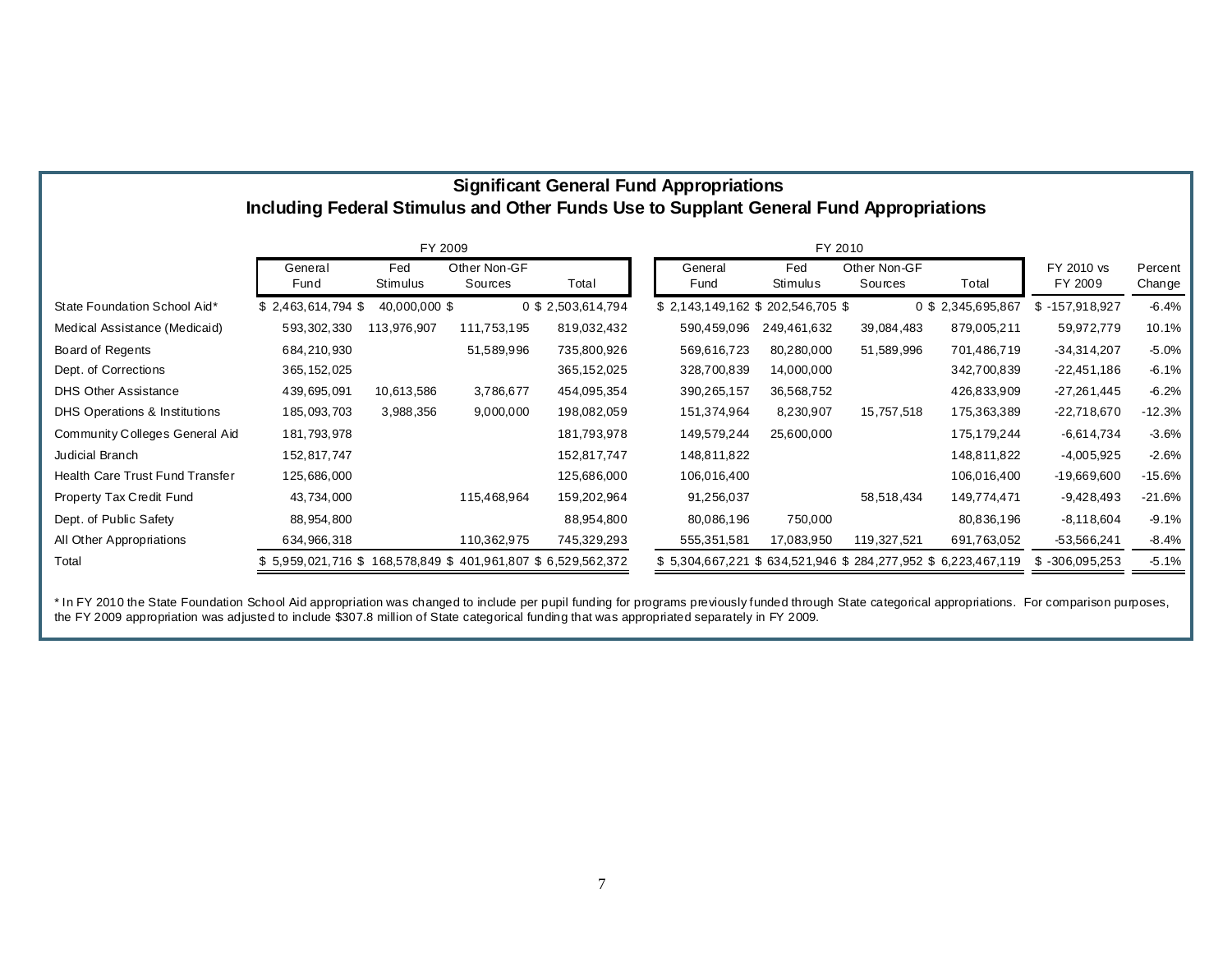## Significant General Fund Appropriations
## Including Federal Stimulus and Other Funds Use to Supplant General Fund Appropriations

| | FY 2009 | | | | FY 2010 | | | | | |
|---|---|---|---|---|---|---|---|---|---|---|
| | General Fund | Fed Stimulus | Other Non-GF Sources | Total | General Fund | Fed Stimulus | Other Non-GF Sources | Total | FY 2010 vs FY 2009 | Percent Change |
| State Foundation School Aid* | $ 2,463,614,794 | $ 40,000,000 | $ 0 | $ 2,503,614,794 | $ 2,143,149,162 | $ 202,546,705 | $ 0 | $ 2,345,695,867 | $ -157,918,927 | -6.4% |
| Medical Assistance (Medicaid) | 593,302,330 | 113,976,907 | 111,753,195 | 819,032,432 | 590,459,096 | 249,461,632 | 39,084,483 | 879,005,211 | 59,972,779 | 10.1% |
| Board of Regents | 684,210,930 | | 51,589,996 | 735,800,926 | 569,616,723 | 80,280,000 | 51,589,996 | 701,486,719 | -34,314,207 | -5.0% |
| Dept. of Corrections | 365,152,025 | | | 365,152,025 | 328,700,839 | 14,000,000 | | 342,700,839 | -22,451,186 | -6.1% |
| DHS Other Assistance | 439,695,091 | 10,613,586 | 3,786,677 | 454,095,354 | 390,265,157 | 36,568,752 | | 426,833,909 | -27,261,445 | -6.2% |
| DHS Operations & Institutions | 185,093,703 | 3,988,356 | 9,000,000 | 198,082,059 | 151,374,964 | 8,230,907 | 15,757,518 | 175,363,389 | -22,718,670 | -12.3% |
| Community Colleges General Aid | 181,793,978 | | | 181,793,978 | 149,579,244 | 25,600,000 | | 175,179,244 | -6,614,734 | -3.6% |
| Judicial Branch | 152,817,747 | | | 152,817,747 | 148,811,822 | | | 148,811,822 | -4,005,925 | -2.6% |
| Health Care Trust Fund Transfer | 125,686,000 | | | 125,686,000 | 106,016,400 | | | 106,016,400 | -19,669,600 | -15.6% |
| Property Tax Credit Fund | 43,734,000 | | 115,468,964 | 159,202,964 | 91,256,037 | | 58,518,434 | 149,774,471 | -9,428,493 | -21.6% |
| Dept. of Public Safety | 88,954,800 | | | 88,954,800 | 80,086,196 | 750,000 | | 80,836,196 | -8,118,604 | -9.1% |
| All Other Appropriations | 634,966,318 | | 110,362,975 | 745,329,293 | 555,351,581 | 17,083,950 | 119,327,521 | 691,763,052 | -53,566,241 | -8.4% |
| Total | $ 5,959,021,716 | $ 168,578,849 | $ 401,961,807 | $ 6,529,562,372 | $ 5,304,667,221 | $ 634,521,946 | $ 284,277,952 | $ 6,223,467,119 | $ -306,095,253 | -5.1% |

\* In FY 2010 the State Foundation School Aid appropriation was changed to include per pupil funding for programs previously funded through State categorical appropriations. For comparison purposes, the FY 2009 appropriation was adjusted to include $307.8 million of State categorical funding that was appropriated separately in FY 2009.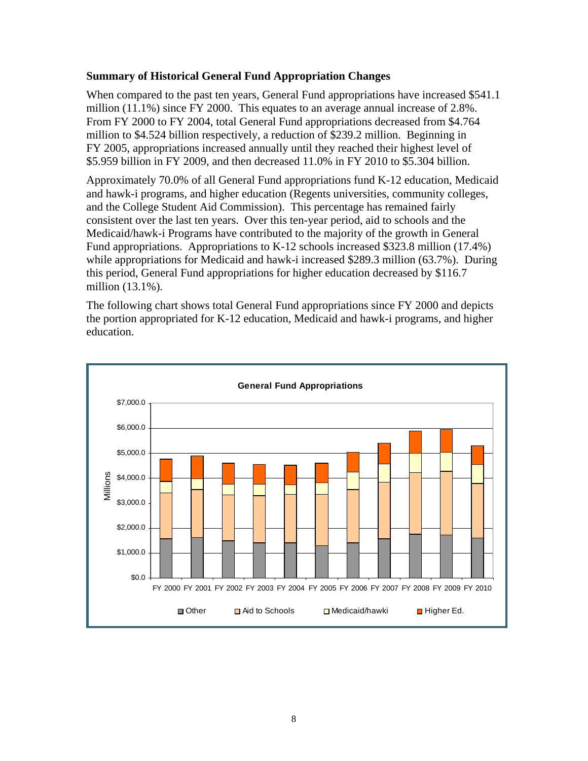### Summary of Historical General Fund Appropriation Changes

When compared to the past ten years, General Fund appropriations have increased $541.1 million (11.1%) since FY 2000. This equates to an average annual increase of 2.8%. From FY 2000 to FY 2004, total General Fund appropriations decreased from $4.764 million to $4.524 billion respectively, a reduction of $239.2 million. Beginning in FY 2005, appropriations increased annually until they reached their highest level of $5.959 billion in FY 2009, and then decreased 11.0% in FY 2010 to $5.304 billion.

Approximately 70.0% of all General Fund appropriations fund K-12 education, Medicaid and hawk-i programs, and higher education (Regents universities, community colleges, and the College Student Aid Commission). This percentage has remained fairly consistent over the last ten years. Over this ten-year period, aid to schools and the Medicaid/hawk-i Programs have contributed to the majority of the growth in General Fund appropriations. Appropriations to K-12 schools increased $323.8 million (17.4%) while appropriations for Medicaid and hawk-i increased $289.3 million (63.7%). During this period, General Fund appropriations for higher education decreased by $116.7 million (13.1%).

The following chart shows total General Fund appropriations since FY 2000 and depicts the portion appropriated for K-12 education, Medicaid and hawk-i programs, and higher education.

**General Fund Appropriations**

(Stacked bar chart, Millions, $0.0 to $7,000.0; FY 2000 through FY 2010; series: Other, Aid to Schools, Medicaid/hawki, Higher Ed.)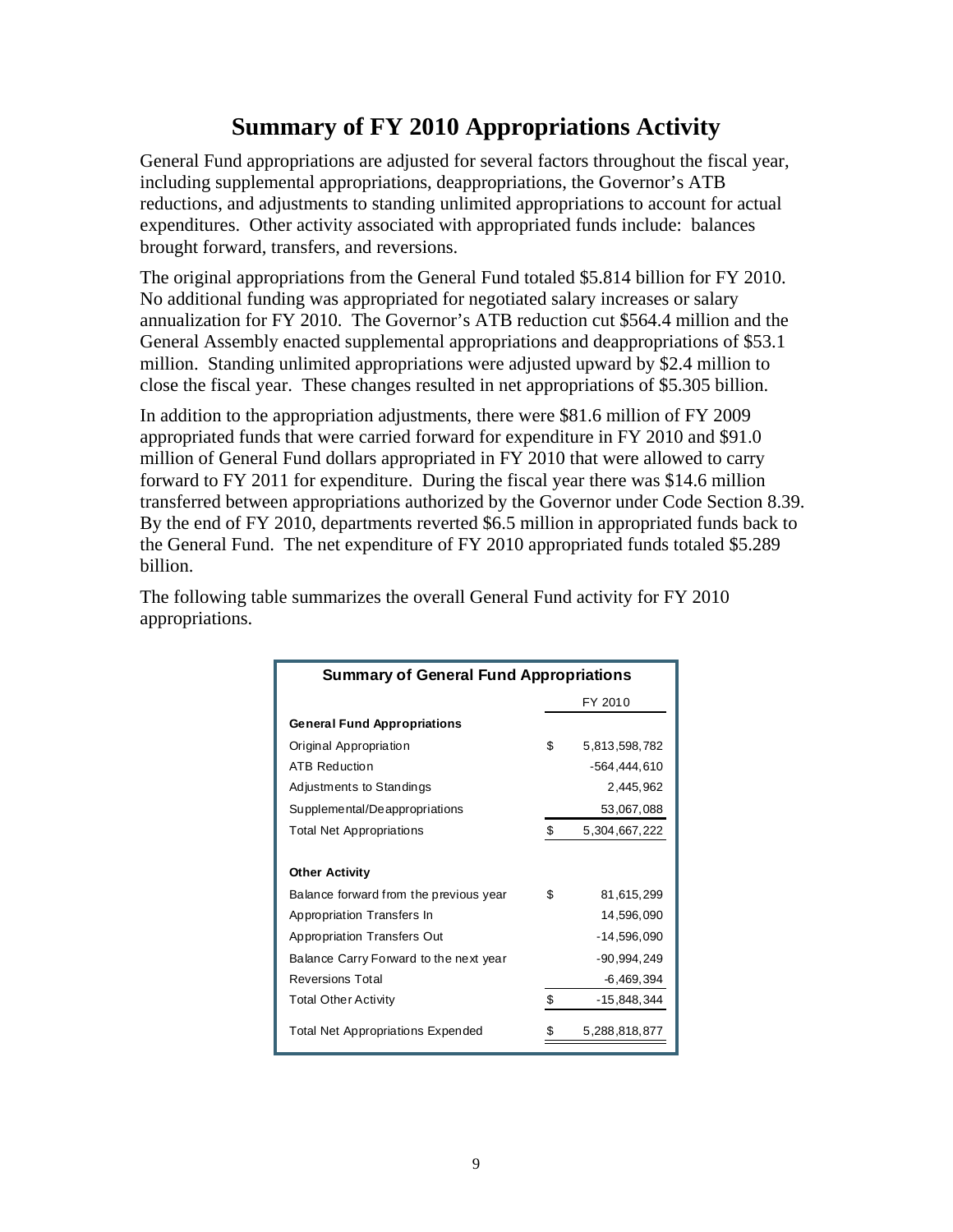# Summary of FY 2010 Appropriations Activity

General Fund appropriations are adjusted for several factors throughout the fiscal year, including supplemental appropriations, deappropriations, the Governor's ATB reductions, and adjustments to standing unlimited appropriations to account for actual expenditures. Other activity associated with appropriated funds include: balances brought forward, transfers, and reversions.

The original appropriations from the General Fund totaled $5.814 billion for FY 2010. No additional funding was appropriated for negotiated salary increases or salary annualization for FY 2010. The Governor's ATB reduction cut $564.4 million and the General Assembly enacted supplemental appropriations and deappropriations of $53.1 million. Standing unlimited appropriations were adjusted upward by $2.4 million to close the fiscal year. These changes resulted in net appropriations of $5.305 billion.

In addition to the appropriation adjustments, there were $81.6 million of FY 2009 appropriated funds that were carried forward for expenditure in FY 2010 and $91.0 million of General Fund dollars appropriated in FY 2010 that were allowed to carry forward to FY 2011 for expenditure. During the fiscal year there was $14.6 million transferred between appropriations authorized by the Governor under Code Section 8.39. By the end of FY 2010, departments reverted $6.5 million in appropriated funds back to the General Fund. The net expenditure of FY 2010 appropriated funds totaled $5.289 billion.

The following table summarizes the overall General Fund activity for FY 2010 appropriations.

| Summary of General Fund Appropriations | | FY 2010 |
|---|---|---|
| **General Fund Appropriations** | | |
| Original Appropriation | $ | 5,813,598,782 |
| ATB Reduction | | -564,444,610 |
| Adjustments to Standings | | 2,445,962 |
| Supplemental/Deappropriations | | 53,067,088 |
| Total Net Appropriations | $ | 5,304,667,222 |
| | | |
| **Other Activity** | | |
| Balance forward from the previous year | $ | 81,615,299 |
| Appropriation Transfers In | | 14,596,090 |
| Appropriation Transfers Out | | -14,596,090 |
| Balance Carry Forward to the next year | | -90,994,249 |
| Reversions Total | | -6,469,394 |
| Total Other Activity | $ | -15,848,344 |
| | | |
| Total Net Appropriations Expended | $ | 5,288,818,877 |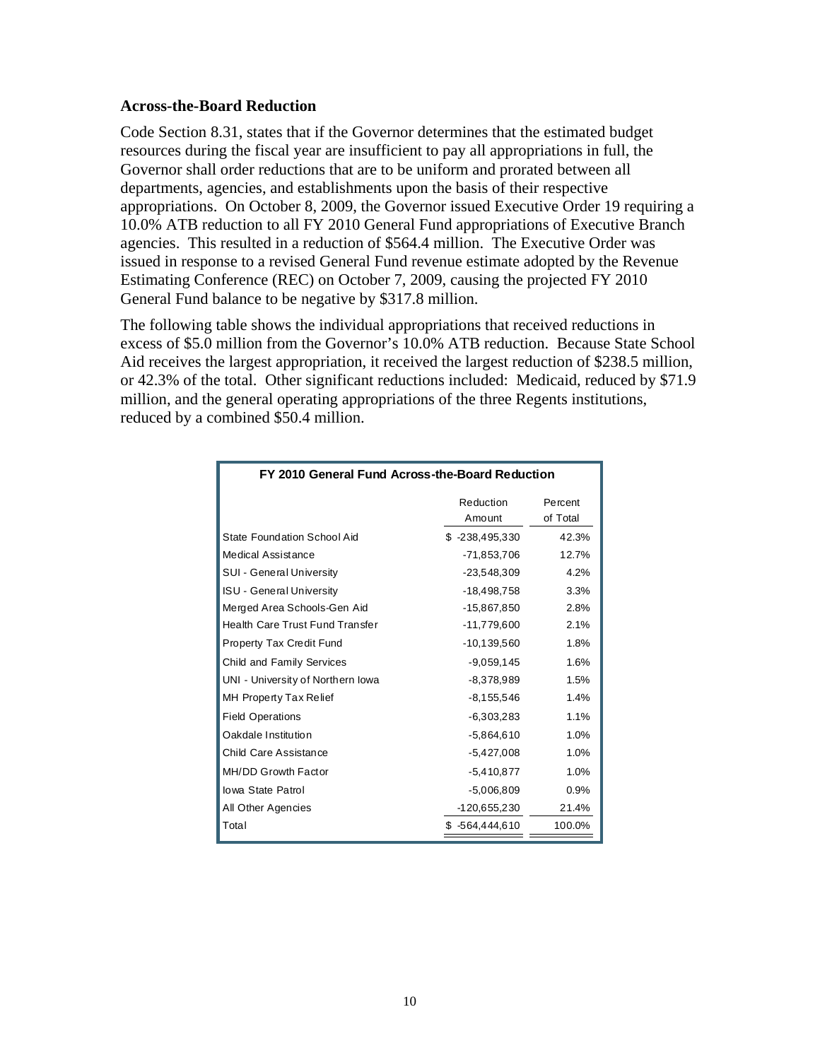### Across-the-Board Reduction

Code Section 8.31, states that if the Governor determines that the estimated budget resources during the fiscal year are insufficient to pay all appropriations in full, the Governor shall order reductions that are to be uniform and prorated between all departments, agencies, and establishments upon the basis of their respective appropriations. On October 8, 2009, the Governor issued Executive Order 19 requiring a 10.0% ATB reduction to all FY 2010 General Fund appropriations of Executive Branch agencies. This resulted in a reduction of $564.4 million. The Executive Order was issued in response to a revised General Fund revenue estimate adopted by the Revenue Estimating Conference (REC) on October 7, 2009, causing the projected FY 2010 General Fund balance to be negative by $317.8 million.

The following table shows the individual appropriations that received reductions in excess of $5.0 million from the Governor's 10.0% ATB reduction. Because State School Aid receives the largest appropriation, it received the largest reduction of $238.5 million, or 42.3% of the total. Other significant reductions included: Medicaid, reduced by $71.9 million, and the general operating appropriations of the three Regents institutions, reduced by a combined $50.4 million.

**FY 2010 General Fund Across-the-Board Reduction**

| | Reduction Amount | Percent of Total |
|---|---|---|
| State Foundation School Aid | $ -238,495,330 | 42.3% |
| Medical Assistance | -71,853,706 | 12.7% |
| SUI - General University | -23,548,309 | 4.2% |
| ISU - General University | -18,498,758 | 3.3% |
| Merged Area Schools-Gen Aid | -15,867,850 | 2.8% |
| Health Care Trust Fund Transfer | -11,779,600 | 2.1% |
| Property Tax Credit Fund | -10,139,560 | 1.8% |
| Child and Family Services | -9,059,145 | 1.6% |
| UNI - University of Northern Iowa | -8,378,989 | 1.5% |
| MH Property Tax Relief | -8,155,546 | 1.4% |
| Field Operations | -6,303,283 | 1.1% |
| Oakdale Institution | -5,864,610 | 1.0% |
| Child Care Assistance | -5,427,008 | 1.0% |
| MH/DD Growth Factor | -5,410,877 | 1.0% |
| Iowa State Patrol | -5,006,809 | 0.9% |
| All Other Agencies | -120,655,230 | 21.4% |
| Total | $ -564,444,610 | 100.0% |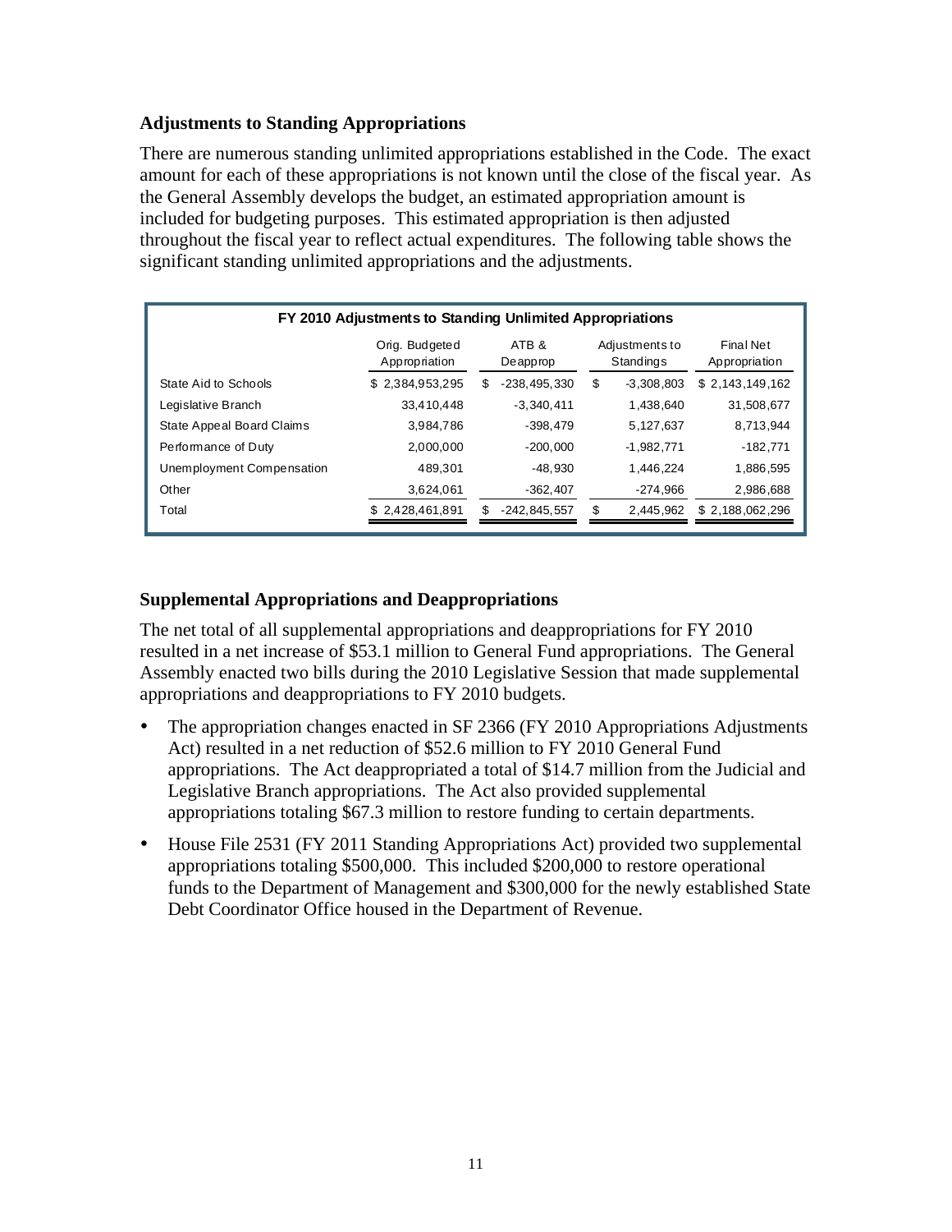## Adjustments to Standing Appropriations

There are numerous standing unlimited appropriations established in the Code. The exact amount for each of these appropriations is not known until the close of the fiscal year. As the General Assembly develops the budget, an estimated appropriation amount is included for budgeting purposes. This estimated appropriation is then adjusted throughout the fiscal year to reflect actual expenditures. The following table shows the significant standing unlimited appropriations and the adjustments.

**FY 2010 Adjustments to Standing Unlimited Appropriations**

| | Orig. Budgeted Appropriation | ATB & Deapprop | Adjustments to Standings | Final Net Appropriation |
|---|---|---|---|---|
| State Aid to Schools | $ 2,384,953,295 | $ -238,495,330 | $ -3,308,803 | $ 2,143,149,162 |
| Legislative Branch | 33,410,448 | -3,340,411 | 1,438,640 | 31,508,677 |
| State Appeal Board Claims | 3,984,786 | -398,479 | 5,127,637 | 8,713,944 |
| Performance of Duty | 2,000,000 | -200,000 | -1,982,771 | -182,771 |
| Unemployment Compensation | 489,301 | -48,930 | 1,446,224 | 1,886,595 |
| Other | 3,624,061 | -362,407 | -274,966 | 2,986,688 |
| Total | $ 2,428,461,891 | $ -242,845,557 | $ 2,445,962 | $ 2,188,062,296 |

## Supplemental Appropriations and Deappropriations

The net total of all supplemental appropriations and deappropriations for FY 2010 resulted in a net increase of $53.1 million to General Fund appropriations. The General Assembly enacted two bills during the 2010 Legislative Session that made supplemental appropriations and deappropriations to FY 2010 budgets.

- The appropriation changes enacted in SF 2366 (FY 2010 Appropriations Adjustments Act) resulted in a net reduction of $52.6 million to FY 2010 General Fund appropriations. The Act deappropriated a total of $14.7 million from the Judicial and Legislative Branch appropriations. The Act also provided supplemental appropriations totaling $67.3 million to restore funding to certain departments.
- House File 2531 (FY 2011 Standing Appropriations Act) provided two supplemental appropriations totaling $500,000. This included $200,000 to restore operational funds to the Department of Management and $300,000 for the newly established State Debt Coordinator Office housed in the Department of Revenue.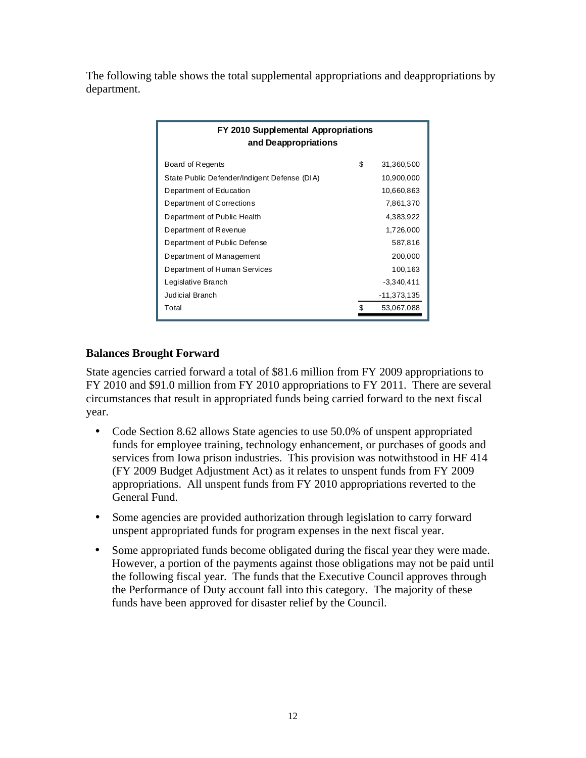The following table shows the total supplemental appropriations and deappropriations by department.

| FY 2010 Supplemental Appropriations and Deappropriations | | |
|---|---|---|
| Board of Regents | $ | 31,360,500 |
| State Public Defender/Indigent Defense (DIA) | | 10,900,000 |
| Department of Education | | 10,660,863 |
| Department of Corrections | | 7,861,370 |
| Department of Public Health | | 4,383,922 |
| Department of Revenue | | 1,726,000 |
| Department of Public Defense | | 587,816 |
| Department of Management | | 200,000 |
| Department of Human Services | | 100,163 |
| Legislative Branch | | -3,340,411 |
| Judicial Branch | | -11,373,135 |
| Total | $ | 53,067,088 |

## Balances Brought Forward

State agencies carried forward a total of $81.6 million from FY 2009 appropriations to FY 2010 and $91.0 million from FY 2010 appropriations to FY 2011. There are several circumstances that result in appropriated funds being carried forward to the next fiscal year.

- Code Section 8.62 allows State agencies to use 50.0% of unspent appropriated funds for employee training, technology enhancement, or purchases of goods and services from Iowa prison industries. This provision was notwithstood in HF 414 (FY 2009 Budget Adjustment Act) as it relates to unspent funds from FY 2009 appropriations. All unspent funds from FY 2010 appropriations reverted to the General Fund.
- Some agencies are provided authorization through legislation to carry forward unspent appropriated funds for program expenses in the next fiscal year.
- Some appropriated funds become obligated during the fiscal year they were made. However, a portion of the payments against those obligations may not be paid until the following fiscal year. The funds that the Executive Council approves through the Performance of Duty account fall into this category. The majority of these funds have been approved for disaster relief by the Council.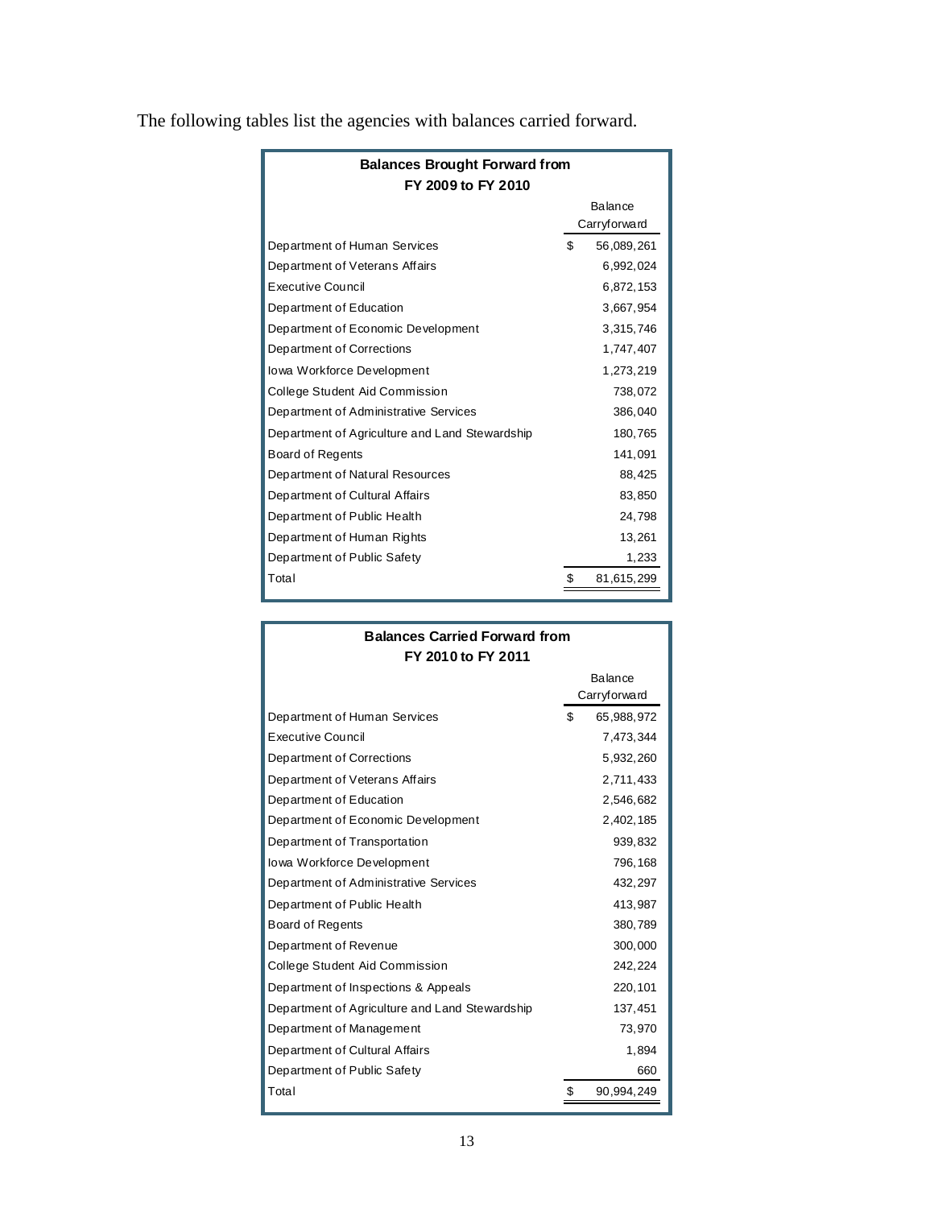The following tables list the agencies with balances carried forward.

| Balances Brought Forward from FY 2009 to FY 2010 | Balance Carryforward |
|---|---|
| Department of Human Services | $ 56,089,261 |
| Department of Veterans Affairs | 6,992,024 |
| Executive Council | 6,872,153 |
| Department of Education | 3,667,954 |
| Department of Economic Development | 3,315,746 |
| Department of Corrections | 1,747,407 |
| Iowa Workforce Development | 1,273,219 |
| College Student Aid Commission | 738,072 |
| Department of Administrative Services | 386,040 |
| Department of Agriculture and Land Stewardship | 180,765 |
| Board of Regents | 141,091 |
| Department of Natural Resources | 88,425 |
| Department of Cultural Affairs | 83,850 |
| Department of Public Health | 24,798 |
| Department of Human Rights | 13,261 |
| Department of Public Safety | 1,233 |
| Total | $ 81,615,299 |

| Balances Carried Forward from FY 2010 to FY 2011 | Balance Carryforward |
|---|---|
| Department of Human Services | $ 65,988,972 |
| Executive Council | 7,473,344 |
| Department of Corrections | 5,932,260 |
| Department of Veterans Affairs | 2,711,433 |
| Department of Education | 2,546,682 |
| Department of Economic Development | 2,402,185 |
| Department of Transportation | 939,832 |
| Iowa Workforce Development | 796,168 |
| Department of Administrative Services | 432,297 |
| Department of Public Health | 413,987 |
| Board of Regents | 380,789 |
| Department of Revenue | 300,000 |
| College Student Aid Commission | 242,224 |
| Department of Inspections & Appeals | 220,101 |
| Department of Agriculture and Land Stewardship | 137,451 |
| Department of Management | 73,970 |
| Department of Cultural Affairs | 1,894 |
| Department of Public Safety | 660 |
| Total | $ 90,994,249 |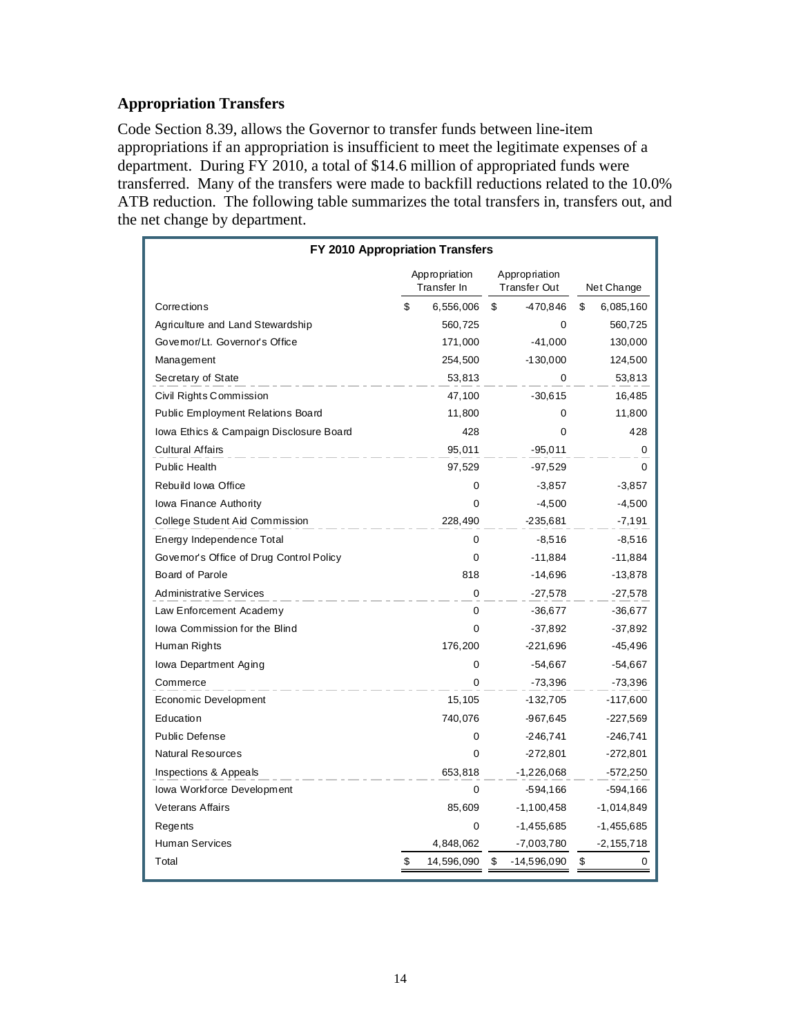## Appropriation Transfers

Code Section 8.39, allows the Governor to transfer funds between line-item appropriations if an appropriation is insufficient to meet the legitimate expenses of a department. During FY 2010, a total of $14.6 million of appropriated funds were transferred. Many of the transfers were made to backfill reductions related to the 10.0% ATB reduction. The following table summarizes the total transfers in, transfers out, and the net change by department.

**FY 2010 Appropriation Transfers**

| | Appropriation Transfer In | Appropriation Transfer Out | Net Change |
|---|---|---|---|
| Corrections | $ 6,556,006 | $ -470,846 | $ 6,085,160 |
| Agriculture and Land Stewardship | 560,725 | 0 | 560,725 |
| Governor/Lt. Governor's Office | 171,000 | -41,000 | 130,000 |
| Management | 254,500 | -130,000 | 124,500 |
| Secretary of State | 53,813 | 0 | 53,813 |
| Civil Rights Commission | 47,100 | -30,615 | 16,485 |
| Public Employment Relations Board | 11,800 | 0 | 11,800 |
| Iowa Ethics & Campaign Disclosure Board | 428 | 0 | 428 |
| Cultural Affairs | 95,011 | -95,011 | 0 |
| Public Health | 97,529 | -97,529 | 0 |
| Rebuild Iowa Office | 0 | -3,857 | -3,857 |
| Iowa Finance Authority | 0 | -4,500 | -4,500 |
| College Student Aid Commission | 228,490 | -235,681 | -7,191 |
| Energy Independence Total | 0 | -8,516 | -8,516 |
| Governor's Office of Drug Control Policy | 0 | -11,884 | -11,884 |
| Board of Parole | 818 | -14,696 | -13,878 |
| Administrative Services | 0 | -27,578 | -27,578 |
| Law Enforcement Academy | 0 | -36,677 | -36,677 |
| Iowa Commission for the Blind | 0 | -37,892 | -37,892 |
| Human Rights | 176,200 | -221,696 | -45,496 |
| Iowa Department Aging | 0 | -54,667 | -54,667 |
| Commerce | 0 | -73,396 | -73,396 |
| Economic Development | 15,105 | -132,705 | -117,600 |
| Education | 740,076 | -967,645 | -227,569 |
| Public Defense | 0 | -246,741 | -246,741 |
| Natural Resources | 0 | -272,801 | -272,801 |
| Inspections & Appeals | 653,818 | -1,226,068 | -572,250 |
| Iowa Workforce Development | 0 | -594,166 | -594,166 |
| Veterans Affairs | 85,609 | -1,100,458 | -1,014,849 |
| Regents | 0 | -1,455,685 | -1,455,685 |
| Human Services | 4,848,062 | -7,003,780 | -2,155,718 |
| Total | $ 14,596,090 | $ -14,596,090 | $ 0 |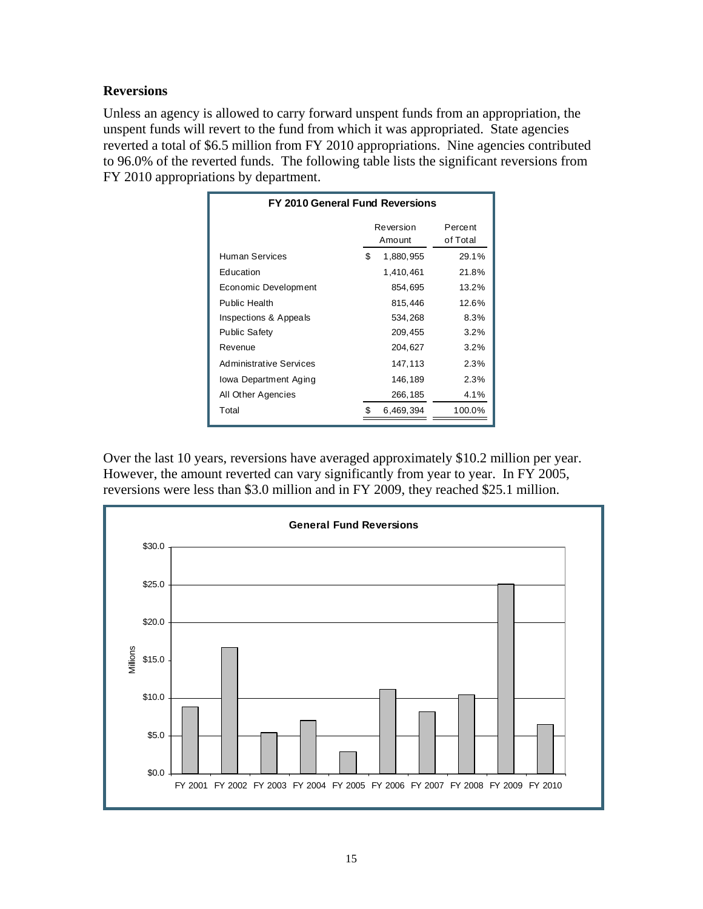## Reversions

Unless an agency is allowed to carry forward unspent funds from an appropriation, the unspent funds will revert to the fund from which it was appropriated. State agencies reverted a total of $6.5 million from FY 2010 appropriations. Nine agencies contributed to 96.0% of the reverted funds. The following table lists the significant reversions from FY 2010 appropriations by department.

**FY 2010 General Fund Reversions**

| | Reversion Amount | Percent of Total |
|---|---|---|
| Human Services | $ 1,880,955 | 29.1% |
| Education | 1,410,461 | 21.8% |
| Economic Development | 854,695 | 13.2% |
| Public Health | 815,446 | 12.6% |
| Inspections & Appeals | 534,268 | 8.3% |
| Public Safety | 209,455 | 3.2% |
| Revenue | 204,627 | 3.2% |
| Administrative Services | 147,113 | 2.3% |
| Iowa Department Aging | 146,189 | 2.3% |
| All Other Agencies | 266,185 | 4.1% |
| Total | $ 6,469,394 | 100.0% |

Over the last 10 years, reversions have averaged approximately $10.2 million per year. However, the amount reverted can vary significantly from year to year. In FY 2005, reversions were less than $3.0 million and in FY 2009, they reached $25.1 million.

**General Fund Reversions**

Millions

$30.0
$25.0
$20.0
$15.0
$10.0
$5.0
$0.0

FY 2001 FY 2002 FY 2003 FY 2004 FY 2005 FY 2006 FY 2007 FY 2008 FY 2009 FY 2010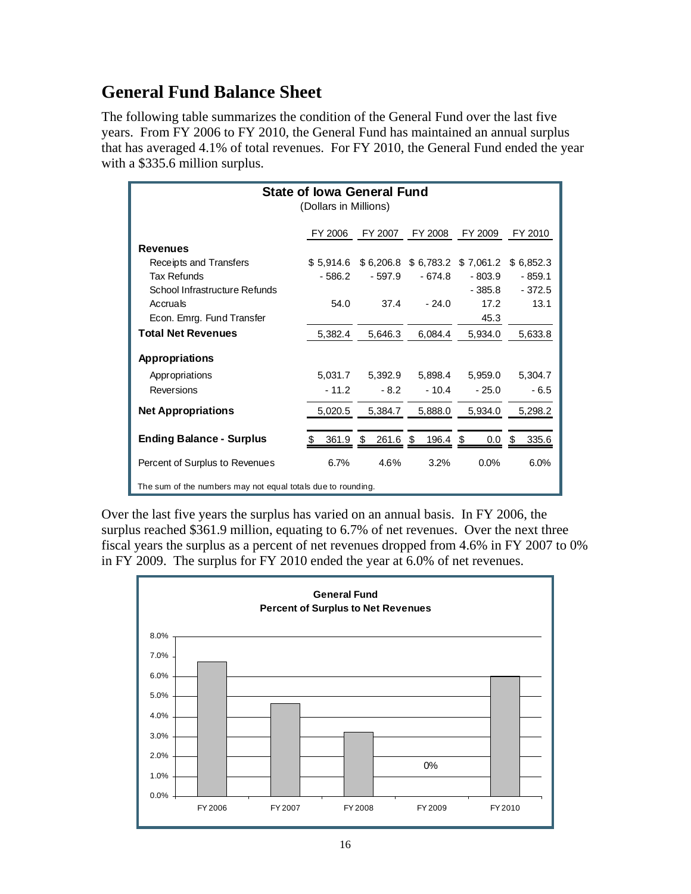## General Fund Balance Sheet

The following table summarizes the condition of the General Fund over the last five years. From FY 2006 to FY 2010, the General Fund has maintained an annual surplus that has averaged 4.1% of total revenues. For FY 2010, the General Fund ended the year with a $335.6 million surplus.

**State of Iowa General Fund**
(Dollars in Millions)

| | FY 2006 | FY 2007 | FY 2008 | FY 2009 | FY 2010 |
|---|---|---|---|---|---|
| **Revenues** | | | | | |
| Receipts and Transfers | $ 5,914.6 | $ 6,206.8 | $ 6,783.2 | $ 7,061.2 | $ 6,852.3 |
| Tax Refunds | - 586.2 | - 597.9 | - 674.8 | - 803.9 | - 859.1 |
| School Infrastructure Refunds | | | | - 385.8 | - 372.5 |
| Accruals | 54.0 | 37.4 | - 24.0 | 17.2 | 13.1 |
| Econ. Emrg. Fund Transfer | | | | 45.3 | |
| **Total Net Revenues** | 5,382.4 | 5,646.3 | 6,084.4 | 5,934.0 | 5,633.8 |
| **Appropriations** | | | | | |
| Appropriations | 5,031.7 | 5,392.9 | 5,898.4 | 5,959.0 | 5,304.7 |
| Reversions | - 11.2 | - 8.2 | - 10.4 | - 25.0 | - 6.5 |
| **Net Appropriations** | 5,020.5 | 5,384.7 | 5,888.0 | 5,934.0 | 5,298.2 |
| **Ending Balance - Surplus** | $ 361.9 | $ 261.6 | $ 196.4 | $ 0.0 | $ 335.6 |
| Percent of Surplus to Revenues | 6.7% | 4.6% | 3.2% | 0.0% | 6.0% |

The sum of the numbers may not equal totals due to rounding.

Over the last five years the surplus has varied on an annual basis. In FY 2006, the surplus reached $361.9 million, equating to 6.7% of net revenues. Over the next three fiscal years the surplus as a percent of net revenues dropped from 4.6% in FY 2007 to 0% in FY 2009. The surplus for FY 2010 ended the year at 6.0% of net revenues.

**General Fund**
**Percent of Surplus to Net Revenues**

| | FY 2006 | FY 2007 | FY 2008 | FY 2009 | FY 2010 |
|---|---|---|---|---|---|
| Percent | 6.7% | 4.6% | 3.2% | 0% | 6.0% |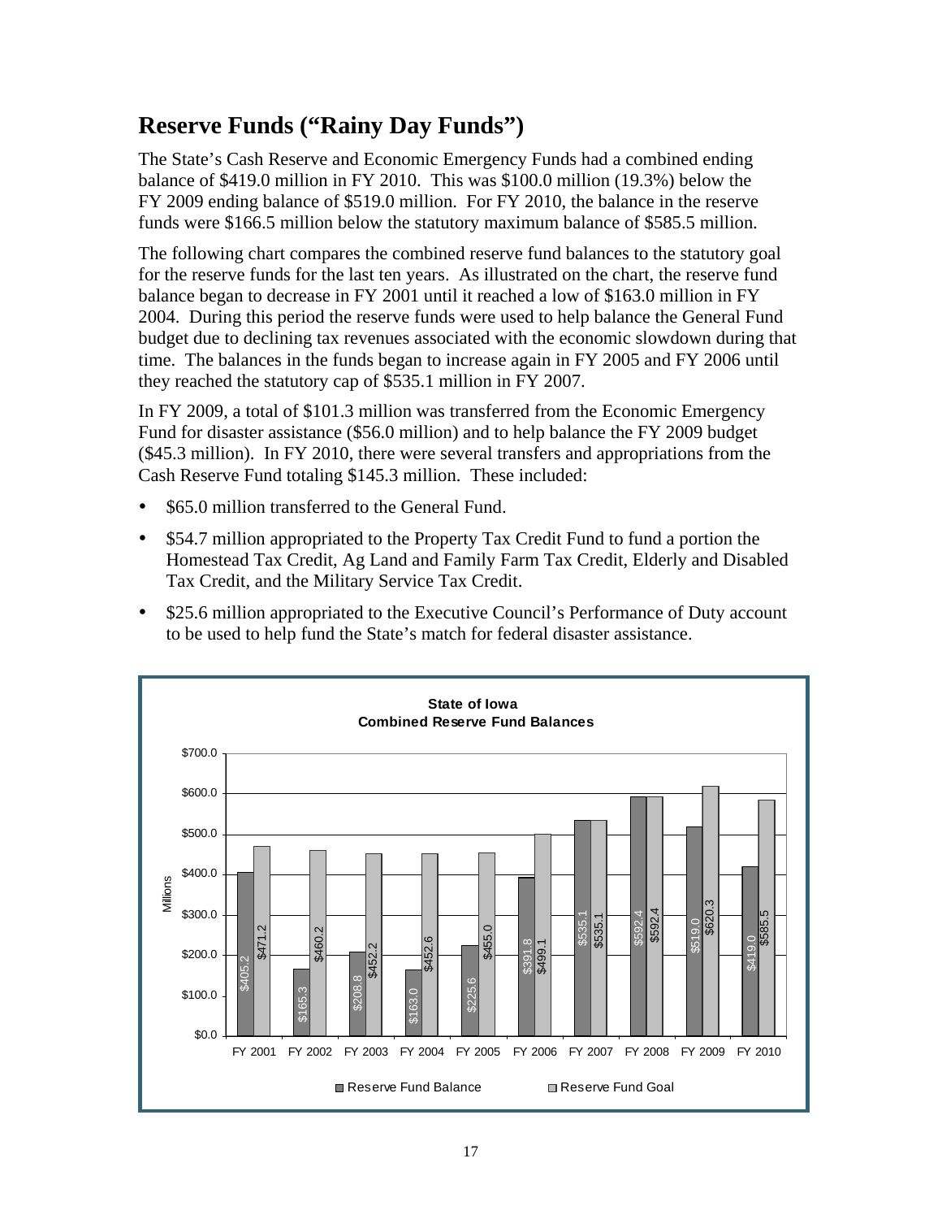## Reserve Funds ("Rainy Day Funds")

The State's Cash Reserve and Economic Emergency Funds had a combined ending balance of $419.0 million in FY 2010. This was $100.0 million (19.3%) below the FY 2009 ending balance of $519.0 million. For FY 2010, the balance in the reserve funds were $166.5 million below the statutory maximum balance of $585.5 million.

The following chart compares the combined reserve fund balances to the statutory goal for the reserve funds for the last ten years. As illustrated on the chart, the reserve fund balance began to decrease in FY 2001 until it reached a low of $163.0 million in FY 2004. During this period the reserve funds were used to help balance the General Fund budget due to declining tax revenues associated with the economic slowdown during that time. The balances in the funds began to increase again in FY 2005 and FY 2006 until they reached the statutory cap of $535.1 million in FY 2007.

In FY 2009, a total of $101.3 million was transferred from the Economic Emergency Fund for disaster assistance ($56.0 million) and to help balance the FY 2009 budget ($45.3 million). In FY 2010, there were several transfers and appropriations from the Cash Reserve Fund totaling $145.3 million. These included:

- $65.0 million transferred to the General Fund.
- $54.7 million appropriated to the Property Tax Credit Fund to fund a portion the Homestead Tax Credit, Ag Land and Family Farm Tax Credit, Elderly and Disabled Tax Credit, and the Military Service Tax Credit.
- $25.6 million appropriated to the Executive Council's Performance of Duty account to be used to help fund the State's match for federal disaster assistance.

**State of Iowa**
**Combined Reserve Fund Balances**

(Millions)

| | Reserve Fund Balance | Reserve Fund Goal |
|---|---|---|
| FY 2001 | $405.2 | $471.2 |
| FY 2002 | $165.3 | $460.2 |
| FY 2003 | $208.8 | $452.2 |
| FY 2004 | $163.0 | $452.6 |
| FY 2005 | $225.6 | $455.0 |
| FY 2006 | $391.8 | $499.1 |
| FY 2007 | $535.1 | $535.1 |
| FY 2008 | $592.4 | $592.4 |
| FY 2009 | $519.0 | $620.3 |
| FY 2010 | $419.0 | $585.5 |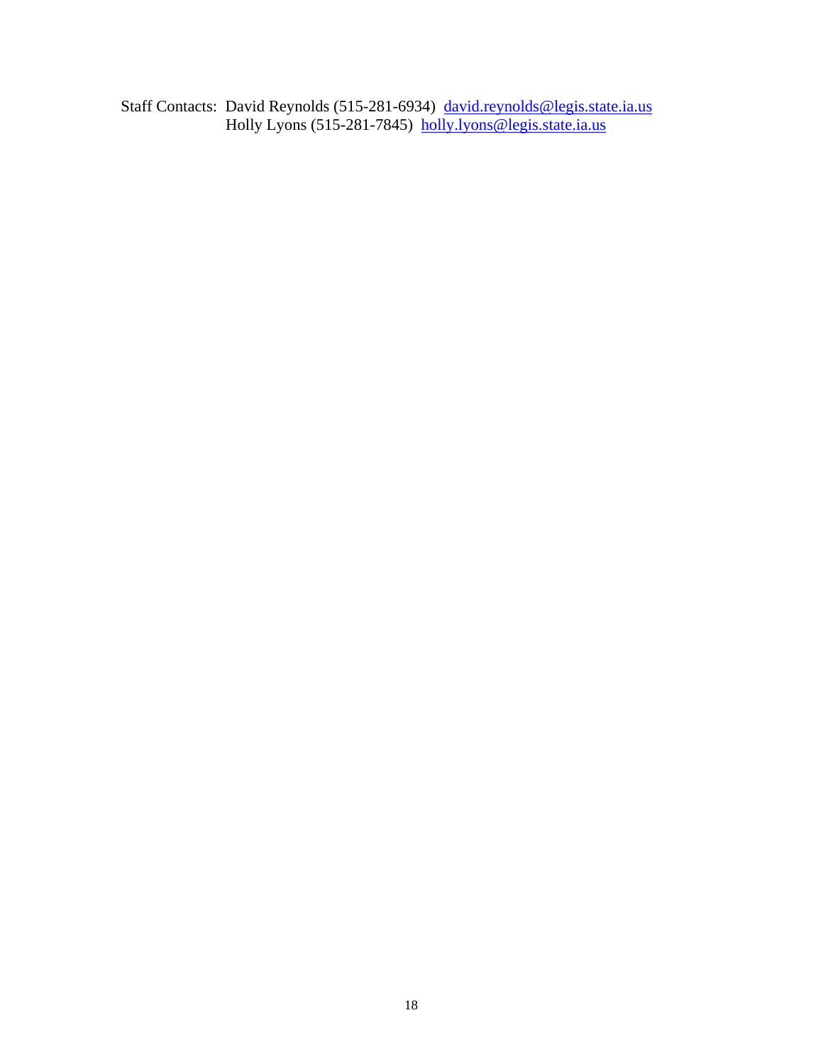Staff Contacts: David Reynolds (515-281-6934) [david.reynolds@legis.state.ia.us](mailto:david.reynolds@legis.state.ia.us)
Holly Lyons (515-281-7845) [holly.lyons@legis.state.ia.us](mailto:holly.lyons@legis.state.ia.us)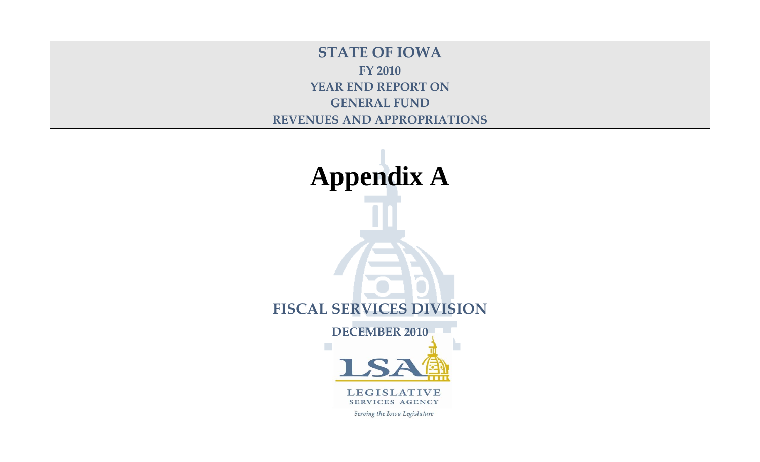**STATE OF IOWA**

**FY 2010**

**YEAR END REPORT ON**

**GENERAL FUND**

**REVENUES AND APPROPRIATIONS**

# Appendix A

**FISCAL SERVICES DIVISION**

**DECEMBER 2010**

LSA

LEGISLATIVE SERVICES AGENCY

*Serving the Iowa Legislature*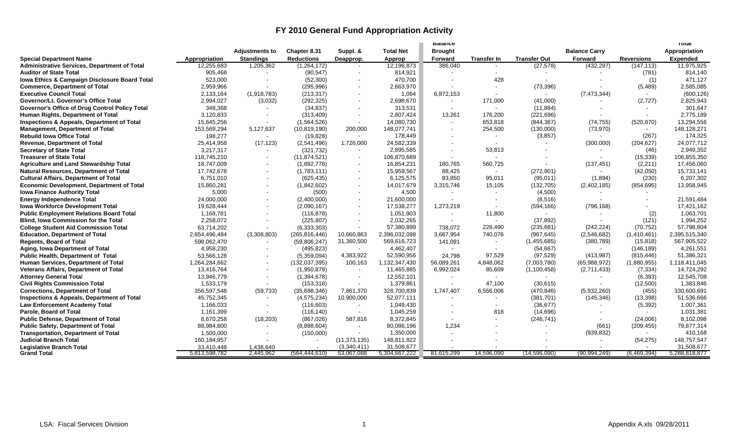# FY 2010 General Fund Appropriation Activity

| Special Department Name | Appropriation | Adjustments to Standings | Chapter 8.31 Reductions | Suppl. & Deapprop. | Total Net Approp | Balance Brought Forward | Transfer In | Transfer Out | Balance Carry Forward | Reversions | Total Appropriation Expended |
|---|---|---|---|---|---|---|---|---|---|---|---|
| Administrative Services, Department of Total | 12,255,683 | 1,205,362 | (1,264,172) | - | 12,196,873 | 386,040 | - | (27,578) | (432,297) | (147,113) | 11,975,925 |
| Auditor of State Total | 905,468 | - | (90,547) | - | 814,921 | - | - | - | - | (781) | 814,140 |
| Iowa Ethics & Campaign Disclosure Board Total | 523,000 | - | (52,300) | - | 470,700 | - | 428 | - | - | (1) | 471,127 |
| Commerce, Department of Total | 2,959,966 | - | (295,996) | - | 2,663,970 | - | - | (73,396) | - | (5,489) | 2,585,085 |
| Executive Council Total | 2,133,164 | (1,918,783) | (213,317) | - | 1,064 | 6,872,153 | - | - | (7,473,344) | - | (600,126) |
| Governor/Lt. Governor's Office Total | 2,994,027 | (3,032) | (292,325) | - | 2,698,670 | - | 171,000 | (41,000) | - | (2,727) | 2,825,943 |
| Governor's Office of Drug Control Policy Total | 348,368 | - | (34,837) | - | 313,531 | - | - | (11,884) | - | - | 301,647 |
| Human Rights, Department of Total | 3,120,833 | - | (313,409) | - | 2,807,424 | 13,261 | 176,200 | (221,696) | - | - | 2,775,189 |
| Inspections & Appeals, Department of Total | 15,645,256 | - | (1,564,526) | - | 14,080,730 | - | 653,818 | (844,367) | (74,755) | (520,870) | 13,294,556 |
| Management, Department of Total | 153,569,294 | 5,127,637 | (10,819,190) | 200,000 | 148,077,741 | - | 254,500 | (130,000) | (73,970) | - | 148,128,271 |
| Rebuild Iowa Office Total | 198,277 | - | (19,828) | - | 178,449 | - | - | (3,857) | - | (267) | 174,325 |
| Revenue, Department of Total | 25,414,958 | (17,123) | (2,541,496) | 1,726,000 | 24,582,339 | - | - | - | (300,000) | (204,627) | 24,077,712 |
| Secretary of State Total | 3,217,317 | - | (321,732) | - | 2,895,585 | - | 53,813 | - | - | (46) | 2,949,352 |
| Treasurer of State Total | 118,745,210 | - | (11,874,521) | - | 106,870,689 | - | - | - | - | (15,339) | 106,855,350 |
| Agriculture and Land Stewardship Total | 18,747,009 | - | (1,892,778) | - | 16,854,231 | 180,765 | 560,725 | - | (137,451) | (2,211) | 17,456,060 |
| Natural Resources, Department of Total | 17,742,678 | - | (1,783,111) | - | 15,959,567 | 88,425 | - | (272,801) | - | (42,050) | 15,733,141 |
| Cultural Affairs, Department of Total | 6,751,010 | - | (625,435) | - | 6,125,575 | 83,850 | 95,011 | (95,011) | (1,894) | (230) | 6,207,302 |
| Economic Development, Department of Total | 15,860,281 | - | (1,842,602) | - | 14,017,679 | 3,315,746 | 15,105 | (132,705) | (2,402,185) | (854,695) | 13,958,945 |
| Iowa Finance Authority Total | 5,000 | - | (500) | - | 4,500 | - | - | (4,500) | - | - | - |
| Energy Independence Total | 24,000,000 | - | (2,400,000) | - | 21,600,000 | - | - | (8,516) | - | - | 21,591,484 |
| Iowa Workforce Development Total | 19,628,444 | - | (2,090,167) | - | 17,538,277 | 1,273,219 | - | (594,166) | (796,168) | - | 17,421,162 |
| Public Employment Relations Board Total | 1,168,781 | - | (116,878) | - | 1,051,903 | - | 11,800 | - | - | (2) | 1,063,701 |
| Blind, Iowa Commission for the Total | 2,258,072 | - | (225,807) | - | 2,032,265 | - | - | (37,892) | - | (121) | 1,994,252 |
| College Student Aid Commission Total | 63,714,202 | - | (6,333,303) | - | 57,380,899 | 738,072 | 228,490 | (235,681) | (242,224) | (70,752) | 57,798,804 |
| Education, Department of Total | 2,654,496,484 | (3,308,803) | (265,816,446) | 10,660,863 | 2,396,032,098 | 3,667,954 | 740,076 | (967,645) | (2,546,682) | (1,410,461) | 2,395,515,340 |
| Regents, Board of Total | 598,062,470 | - | (59,806,247) | 31,360,500 | 569,616,723 | 141,091 | - | (1,455,685) | (380,789) | (15,818) | 567,905,522 |
| Aging, Iowa Department of Total | 4,958,230 | - | (495,823) | - | 4,462,407 | - | - | (54,667) | - | (146,189) | 4,261,551 |
| Public Health, Department of Total | 53,566,128 | - | (5,359,094) | 4,383,922 | 52,590,956 | 24,798 | 97,529 | (97,529) | (413,987) | (815,446) | 51,386,321 |
| Human Services, Department of Total | 1,264,284,662 | - | (132,037,395) | 100,163 | 1,132,347,430 | 56,089,261 | 4,848,062 | (7,003,780) | (65,988,972) | (1,880,955) | 1,118,411,045 |
| Veterans Affairs, Department of Total | 13,416,764 | - | (1,950,879) | - | 11,465,885 | 6,992,024 | 85,609 | (1,100,458) | (2,711,433) | (7,334) | 14,724,292 |
| Attorney General Total | 13,946,779 | - | (1,394,678) | - | 12,552,101 | - | - | - | - | (6,393) | 12,545,708 |
| Civil Rights Commission Total | 1,533,179 | - | (153,318) | - | 1,379,861 | - | 47,100 | (30,615) | - | (12,500) | 1,383,846 |
| Corrections, Department of Total | 356,597,548 | (59,733) | (35,698,346) | 7,861,370 | 328,700,839 | 1,747,407 | 6,556,006 | (470,846) | (5,932,260) | (455) | 330,600,691 |
| Inspections & Appeals, Department of Total | 45,752,345 | - | (4,575,234) | 10,900,000 | 52,077,111 | - | - | (381,701) | (145,346) | (13,398) | 51,536,666 |
| Law Enforcement Academy Total | 1,166,033 | - | (116,603) | - | 1,049,430 | - | - | (36,677) | - | (5,392) | 1,007,361 |
| Parole, Board of Total | 1,161,399 | - | (116,140) | - | 1,045,259 | - | 818 | (14,696) | - | - | 1,031,381 |
| Public Defense, Department of Total | 8,670,258 | (18,203) | (867,026) | 587,816 | 8,372,845 | - | - | (246,741) | - | (24,006) | 8,102,098 |
| Public Safety, Department of Total | 88,984,800 | - | (8,898,604) | - | 80,086,196 | 1,234 | - | - | (661) | (209,455) | 79,877,314 |
| Transportation, Department of Total | 1,500,000 | - | (150,000) | - | 1,350,000 | - | - | - | (939,832) | - | 410,168 |
| Judicial Branch Total | 160,184,957 | - | - | (11,373,135) | 148,811,822 | - | - | - | - | (54,275) | 148,757,547 |
| Legislative Branch Total | 33,410,448 | 1,438,640 | - | (3,340,411) | 31,508,677 | - | - | - | - | - | 31,508,677 |
| **Grand Total** | 5,813,598,782 | 2,445,962 | (564,444,610) | 53,067,088 | 5,304,667,222 | 81,615,299 | 14,596,090 | (14,596,090) | (90,994,249) | (6,469,394) | 5,288,818,877 |

LSA: Fiscal Services Division | Appendix A.xls 09/28/2011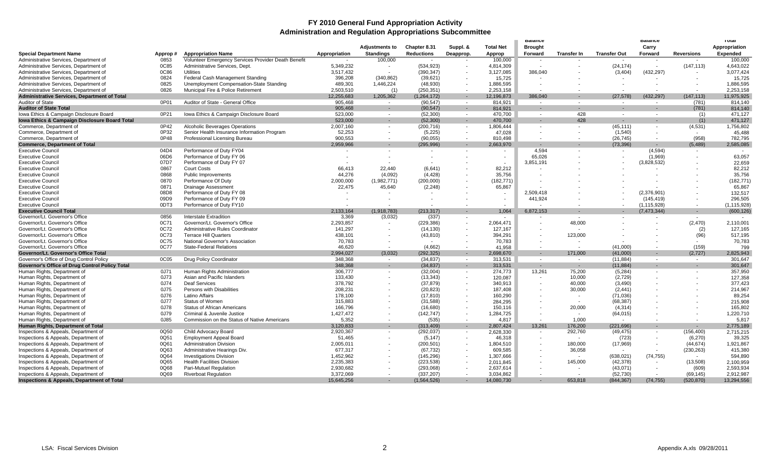# FY 2010 General Fund Appropriation Activity
## Administration and Regulation Appropriations Subcommittee

| Special Department Name | Approp # | Appropriation Name | Appropriation | Adjustments to Standings | Chapter 8.31 Reductions | Suppl. & Deapprop. | Total Net Approp | Balance Brought Forward | Transfer In | Transfer Out | Balance Carry Forward | Reversions | Total Appropriation Expended |
|---|---|---|---|---|---|---|---|---|---|---|---|---|---|
| Administrative Services, Department of | 0853 | Volunteer Emergency Services Provider Death Benefit | - | 100,000 | - | - | 100,000 | - | - | - | - | - | 100,000 |
| Administrative Services, Department of | 0C85 | Administrative Services, Dept. | 5,349,232 | - | (534,923) | - | 4,814,309 | - | - | (24,174) | - | (147,113) | 4,643,022 |
| Administrative Services, Department of | 0C86 | Utilities | 3,517,432 | - | (390,347) | - | 3,127,085 | 386,040 | - | (3,404) | (432,297) | - | 3,077,424 |
| Administrative Services, Department of | 0824 | Federal Cash Management Standing | 396,208 | (340,862) | (39,621) | - | 15,725 | - | - | - | - | - | 15,725 |
| Administrative Services, Department of | 0825 | Unemployment Compensation-State Standing | 489,301 | 1,446,224 | (48,930) | - | 1,886,595 | - | - | - | - | - | 1,886,595 |
| Administrative Services, Department of | 0826 | Municipal Fire & Police Retirement | 2,503,510 | (1) | (250,351) | - | 2,253,158 | - | - | - | - | - | 2,253,158 |
| **Administrative Services, Department of Total** | | | **12,255,683** | **1,205,362** | **(1,264,172)** | **-** | **12,196,873** | **386,040** | **-** | **(27,578)** | **(432,297)** | **(147,113)** | **11,975,925** |
| Auditor of State | 0P01 | Auditor of State - General Office | 905,468 | - | (90,547) | - | 814,921 | - | - | - | - | (781) | 814,140 |
| **Auditor of State Total** | | | **905,468** | **-** | **(90,547)** | **-** | **814,921** | **-** | **-** | **-** | **-** | **(781)** | **814,140** |
| Iowa Ethics & Campaign Disclosure Board | 0P21 | Iowa Ethics & Campaign Disclosure Board | 523,000 | - | (52,300) | - | 470,700 | - | 428 | - | - | (1) | 471,127 |
| **Iowa Ethics & Campaign Disclosure Board Total** | | | **523,000** | **-** | **(52,300)** | **-** | **470,700** | **-** | **428** | **-** | **-** | **(1)** | **471,127** |
| Commerce, Department of | 0P42 | Alcoholic Beverages Operations | 2,007,160 | - | (200,716) | - | 1,806,444 | - | - | (45,111) | - | (4,531) | 1,756,802 |
| Commerce, Department of | 0P32 | Senior Health Insurance Information Program | 52,253 | - | (5,225) | - | 47,028 | - | - | (1,540) | - | - | 45,488 |
| Commerce, Department of | 0P48 | Professional Licensing Bureau | 900,553 | - | (90,055) | - | 810,498 | - | - | (26,745) | - | (958) | 782,795 |
| **Commerce, Department of Total** | | | **2,959,966** | **-** | **(295,996)** | **-** | **2,663,970** | **-** | **-** | **(73,396)** | **-** | **(5,489)** | **2,585,085** |
| Executive Council | 04D4 | Performance of Duty FY04 | - | - | - | - | - | 4,594 | - | - | (4,594) | - | - |
| Executive Council | 06D6 | Performance of Duty FY 06 | - | - | - | - | - | 65,026 | - | - | (1,969) | - | 63,057 |
| Executive Council | 07D7 | Performance of Duty FY 07 | - | - | - | - | - | 3,851,191 | - | - | (3,828,532) | - | 22,659 |
| Executive Council | 0867 | Court Costs | 66,413 | 22,440 | (6,641) | - | 82,212 | - | - | - | - | - | 82,212 |
| Executive Council | 0868 | Public Improvements | 44,276 | (4,092) | (4,428) | - | 35,756 | - | - | - | - | - | 35,756 |
| Executive Council | 0870 | Performance Of Duty | 2,000,000 | (1,982,771) | (200,000) | - | (182,771) | - | - | - | - | - | (182,771) |
| Executive Council | 0871 | Drainage Assessment | 22,475 | 45,640 | (2,248) | - | 65,867 | - | - | - | - | - | 65,867 |
| Executive Council | 08D8 | Performance of Duty FY 08 | - | - | - | - | - | 2,509,418 | - | - | (2,376,901) | - | 132,517 |
| Executive Council | 09D9 | Performance of Duty FY 09 | - | - | - | - | - | 441,924 | - | - | (145,419) | - | 296,505 |
| Executive Council | 0DT3 | Performance of Duty FY10 | - | - | - | - | - | - | - | - | (1,115,928) | - | (1,115,928) |
| **Executive Council Total** | | | **2,133,164** | **(1,918,783)** | **(213,317)** | **-** | **1,064** | **6,872,153** | **-** | **-** | **(7,473,344)** | **-** | **(600,126)** |
| Governor/Lt. Governor's Office | 0856 | Interstate Extradition | 3,369 | (3,032) | (337) | - | - | - | - | - | - | - | - |
| Governor/Lt. Governor's Office | 0C71 | Governor/Lt. Governor's Office | 2,293,857 | - | (229,386) | - | 2,064,471 | - | 48,000 | - | - | (2,470) | 2,110,001 |
| Governor/Lt. Governor's Office | 0C72 | Administrative Rules Coordinator | 141,297 | - | (14,130) | - | 127,167 | - | - | - | - | (2) | 127,165 |
| Governor/Lt. Governor's Office | 0C73 | Terrace Hill Quarters | 438,101 | - | (43,810) | - | 394,291 | - | 123,000 | - | - | (96) | 517,195 |
| Governor/Lt. Governor's Office | 0C75 | National Governor's Association | 70,783 | - | - | - | 70,783 | - | - | - | - | - | 70,783 |
| Governor/Lt. Governor's Office | 0C77 | State-Federal Relations | 46,620 | - | (4,662) | - | 41,958 | - | - | (41,000) | - | (159) | 799 |
| **Governor/Lt. Governor's Office Total** | | | **2,994,027** | **(3,032)** | **(292,325)** | **-** | **2,698,670** | **-** | **171,000** | **(41,000)** | **-** | **(2,727)** | **2,825,943** |
| Governor's Office of Drug Control Policy | 0C05 | Drug Policy Coordinator | 348,368 | - | (34,837) | - | 313,531 | - | - | (11,884) | - | - | 301,647 |
| **Governor's Office of Drug Control Policy Total** | | | **348,368** | **-** | **(34,837)** | **-** | **313,531** | **-** | **-** | **(11,884)** | **-** | **-** | **301,647** |
| Human Rights, Department of | 0J71 | Human Rights Administration | 306,777 | - | (32,004) | - | 274,773 | 13,261 | 75,200 | (5,284) | - | - | 357,950 |
| Human Rights, Department of | 0J73 | Asian and Pacific Islanders | 133,430 | - | (13,343) | - | 120,087 | - | 10,000 | (2,729) | - | - | 127,358 |
| Human Rights, Department of | 0J74 | Deaf Services | 378,792 | - | (37,879) | - | 340,913 | - | 40,000 | (3,490) | - | - | 377,423 |
| Human Rights, Department of | 0J75 | Persons with Disabilities | 208,231 | - | (20,823) | - | 187,408 | - | 30,000 | (2,441) | - | - | 214,967 |
| Human Rights, Department of | 0J76 | Latino Affairs | 178,100 | - | (17,810) | - | 160,290 | - | - | (71,036) | - | - | 89,254 |
| Human Rights, Department of | 0J77 | Status of Women | 315,883 | - | (31,588) | - | 284,295 | - | - | (68,387) | - | - | 215,908 |
| Human Rights, Department of | 0J78 | Status of African Americans | 166,796 | - | (16,680) | - | 150,116 | - | 20,000 | (4,314) | - | - | 165,802 |
| Human Rights, Department of | 0J79 | Criminal & Juvenile Justice | 1,427,472 | - | (142,747) | - | 1,284,725 | - | - | (64,015) | - | - | 1,220,710 |
| Human Rights, Department of | 0J85 | Commission on the Status of Native Americans | 5,352 | - | (535) | - | 4,817 | - | 1,000 | - | - | - | 5,817 |
| **Human Rights, Department of Total** | | | **3,120,833** | **-** | **(313,409)** | **-** | **2,807,424** | **13,261** | **176,200** | **(221,696)** | **-** | **-** | **2,775,189** |
| Inspections & Appeals, Department of | 0Q50 | Child Advocacy Board | 2,920,367 | - | (292,037) | - | 2,628,330 | - | 292,760 | (49,475) | - | (156,400) | 2,715,215 |
| Inspections & Appeals, Department of | 0Q51 | Employment Appeal Board | 51,465 | - | (5,147) | - | 46,318 | - | - | (723) | - | (6,270) | 39,325 |
| Inspections & Appeals, Department of | 0Q61 | Administration Division | 2,005,011 | - | (200,501) | - | 1,804,510 | - | 180,000 | (17,969) | - | (44,674) | 1,921,867 |
| Inspections & Appeals, Department of | 0Q63 | Administrative Hearings Div. | 677,317 | - | (67,732) | - | 609,585 | - | 36,058 | - | - | (230,263) | 415,380 |
| Inspections & Appeals, Department of | 0Q64 | Investigations Division | 1,452,962 | - | (145,296) | - | 1,307,666 | - | - | (638,021) | (74,755) | - | 594,890 |
| Inspections & Appeals, Department of | 0Q65 | Health Facilities Division | 2,235,383 | - | (223,538) | - | 2,011,845 | - | 145,000 | (42,378) | - | (13,508) | 2,100,959 |
| Inspections & Appeals, Department of | 0Q68 | Pari-Mutuel Regulation | 2,930,682 | - | (293,068) | - | 2,637,614 | - | - | (43,071) | - | (609) | 2,593,934 |
| Inspections & Appeals, Department of | 0Q69 | Riverboat Regulation | 3,372,069 | - | (337,207) | - | 3,034,862 | - | - | (52,730) | - | (69,145) | 2,912,987 |
| **Inspections & Appeals, Department of Total** | | | **15,645,256** | **-** | **(1,564,526)** | **-** | **14,080,730** | **-** | **653,818** | **(844,367)** | **(74,755)** | **(520,870)** | **13,294,556** |

LSA: Fiscal Services Division — Appendix A.xls 09/28/2011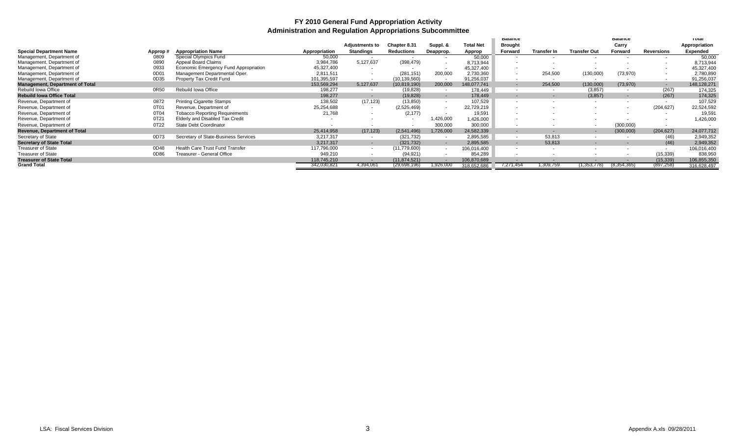# FY 2010 General Fund Appropriation Activity
## Administration and Regulation Appropriations Subcommittee

| Special Department Name | Approp # | Appropriation Name | Appropriation | Adjustments to Standings | Chapter 8.31 Reductions | Suppl. & Deapprop. | Total Net Approp | Balance Brought Forward | Transfer In | Transfer Out | Balance Carry Forward | Reversions | Total Appropriation Expended |
|---|---|---|---|---|---|---|---|---|---|---|---|---|---|
| Management, Department of | 0809 | Special Olympics Fund | 50,000 | - | - | - | 50,000 | - | - | - | - | - | 50,000 |
| Management, Department of | 0890 | Appeal Board Claims | 3,984,786 | 5,127,637 | (398,479) | - | 8,713,944 | - | - | - | - | - | 8,713,944 |
| Management, Department of | 0933 | Economic Emergency Fund Appropriation | 45,327,400 | - | - | - | 45,327,400 | - | - | - | - | - | 45,327,400 |
| Management, Department of | 0D01 | Management Departmental Oper. | 2,811,511 | - | (281,151) | 200,000 | 2,730,360 | - | 254,500 | (130,000) | (73,970) | - | 2,780,890 |
| Management, Department of | 0D35 | Property Tax Credit Fund | 101,395,597 | - | (10,139,560) | - | 91,256,037 | - | - | - | - | - | 91,256,037 |
| **Management, Department of Total** | | | 153,569,294 | 5,127,637 | (10,819,190) | 200,000 | 148,077,741 | - | 254,500 | (130,000) | (73,970) | - | 148,128,271 |
| Rebuild Iowa Office | 0R50 | Rebuild Iowa Office | 198,277 | - | (19,828) | - | 178,449 | - | - | (3,857) | - | (267) | 174,325 |
| **Rebuild Iowa Office Total** | | | 198,277 | - | (19,828) | - | 178,449 | - | - | (3,857) | - | (267) | 174,325 |
| Revenue, Department of | 0872 | Printing Cigarette Stamps | 138,502 | (17,123) | (13,850) | - | 107,529 | - | - | - | - | - | 107,529 |
| Revenue, Department of | 0T01 | Revenue, Department of | 25,254,688 | - | (2,525,469) | - | 22,729,219 | - | - | - | - | (204,627) | 22,524,592 |
| Revenue, Department of | 0T04 | Tobacco Reporting Requirements | 21,768 | - | (2,177) | - | 19,591 | - | - | - | - | - | 19,591 |
| Revenue, Department of | 0T21 | Elderly and Disabled Tax Credit | - | - | - | 1,426,000 | 1,426,000 | - | - | - | - | - | 1,426,000 |
| Revenue, Department of | 0T22 | State Debt Coordinator | - | - | - | 300,000 | 300,000 | - | - | - | (300,000) | - | - |
| **Revenue, Department of Total** | | | 25,414,958 | (17,123) | (2,541,496) | 1,726,000 | 24,582,339 | - | - | - | (300,000) | (204,627) | 24,077,712 |
| Secretary of State | 0D73 | Secretary of State-Business Services | 3,217,317 | - | (321,732) | - | 2,895,585 | - | 53,813 | - | - | (46) | 2,949,352 |
| **Secretary of State Total** | | | 3,217,317 | - | (321,732) | - | 2,895,585 | - | 53,813 | - | - | (46) | 2,949,352 |
| Treasurer of State | 0D48 | Health Care Trust Fund Transfer | 117,796,000 | - | (11,779,600) | - | 106,016,400 | - | - | - | - | - | 106,016,400 |
| Treasurer of State | 0D86 | Treasurer - General Office | 949,210 | - | (94,921) | - | 854,289 | - | - | - | - | (15,339) | 838,950 |
| **Treasurer of State Total** | | | 118,745,210 | - | (11,874,521) | - | 106,870,689 | - | - | - | - | (15,339) | 106,855,350 |
| **Grand Total** | | | 342,030,821 | 4,394,061 | (29,698,196) | 1,926,000 | 318,652,686 | 7,271,454 | 1,309,759 | (1,353,778) | (8,354,365) | (897,258) | 316,628,497 |

LSA: Fiscal Services Division | Appendix A.xls 09/28/2011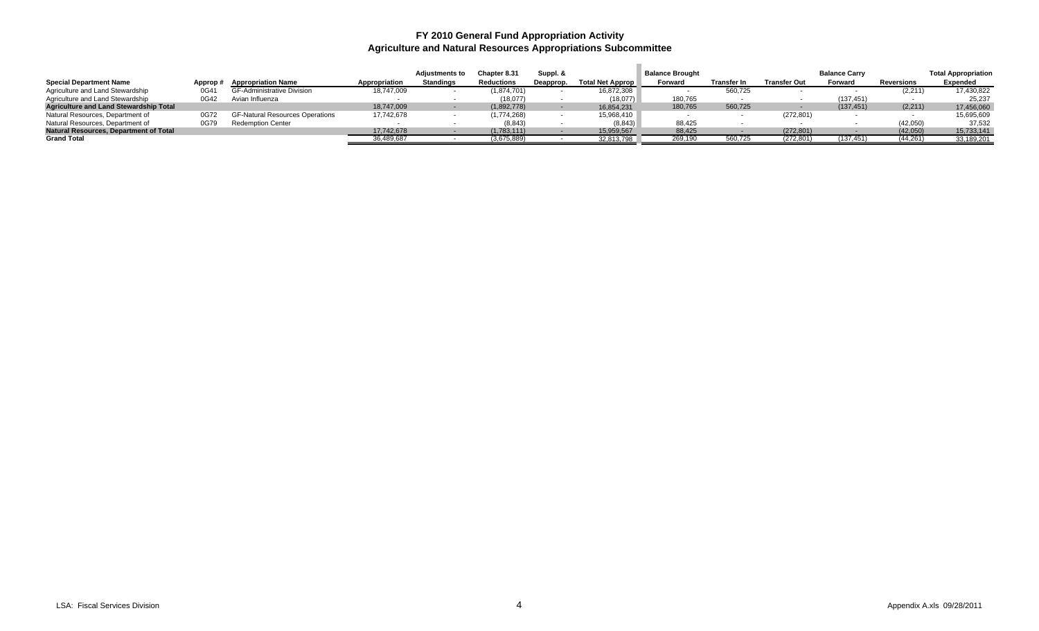# FY 2010 General Fund Appropriation Activity
## Agriculture and Natural Resources Appropriations Subcommittee

| Special Department Name | Approp # | Appropriation Name | Appropriation | Adjustments to Standings | Chapter 8.31 Reductions | Suppl. & Deapprop. | Total Net Approp | Balance Brought Forward | Transfer In | Transfer Out | Balance Carry Forward | Reversions | Total Appropriation Expended |
|---|---|---|---|---|---|---|---|---|---|---|---|---|---|
| Agriculture and Land Stewardship | 0G41 | GF-Administrative Division | 18,747,009 | - | (1,874,701) | - | 16,872,308 | - | 560,725 | - | - | (2,211) | 17,430,822 |
| Agriculture and Land Stewardship | 0G42 | Avian Influenza | - | - | (18,077) | - | (18,077) | 180,765 | - | - | (137,451) | - | 25,237 |
| **Agriculture and Land Stewardship Total** | | | 18,747,009 | - | (1,892,778) | - | 16,854,231 | 180,765 | 560,725 | - | (137,451) | (2,211) | 17,456,060 |
| Natural Resources, Department of | 0G72 | GF-Natural Resources Operations | 17,742,678 | - | (1,774,268) | - | 15,968,410 | - | - | (272,801) | - | - | 15,695,609 |
| Natural Resources, Department of | 0G79 | Redemption Center | - | - | (8,843) | - | (8,843) | 88,425 | - | - | - | (42,050) | 37,532 |
| **Natural Resources, Department of Total** | | | 17,742,678 | - | (1,783,111) | - | 15,959,567 | 88,425 | - | (272,801) | - | (42,050) | 15,733,141 |
| **Grand Total** | | | 36,489,687 | - | (3,675,889) | - | 32,813,798 | 269,190 | 560,725 | (272,801) | (137,451) | (44,261) | 33,189,201 |

LSA: Fiscal Services Division

Appendix A.xls 09/28/2011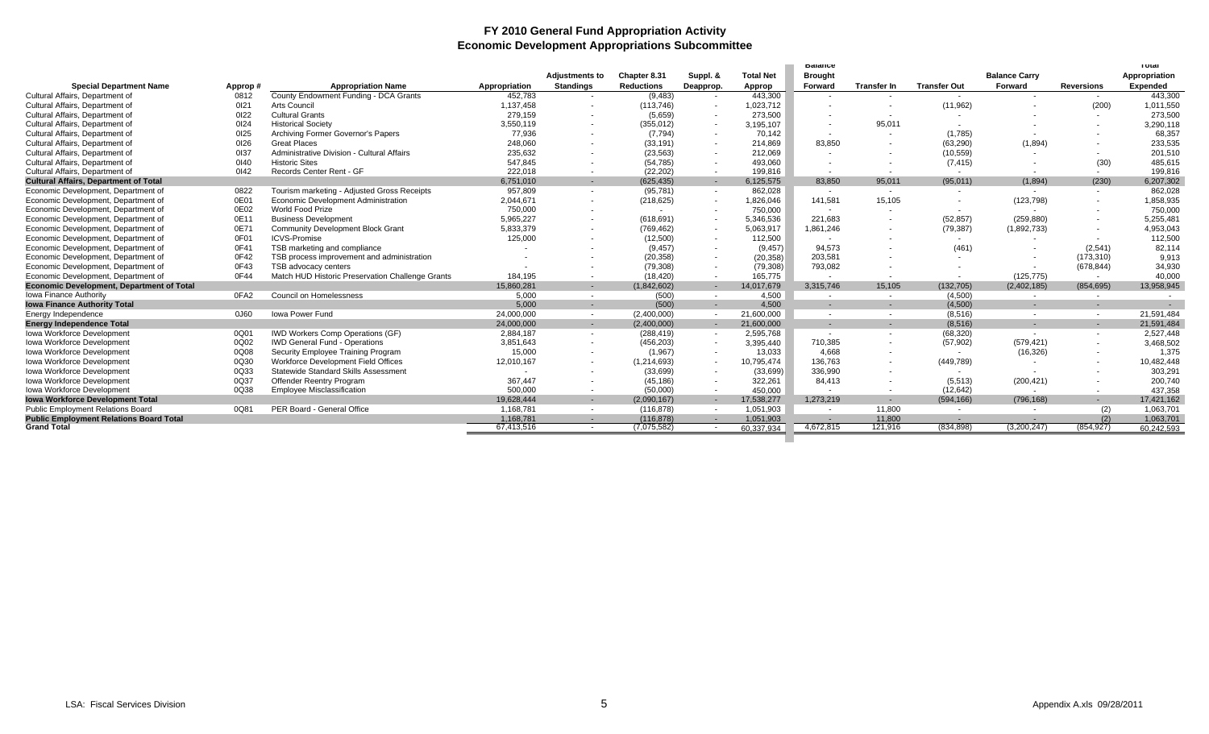# FY 2010 General Fund Appropriation Activity
## Economic Development Appropriations Subcommittee

| Special Department Name | Approp # | Appropriation Name | Appropriation | Adjustments to Standings | Chapter 8.31 Reductions | Suppl. & Deapprop. | Total Net Approp | Balance Brought Forward | Transfer In | Transfer Out | Balance Carry Forward | Reversions | Total Appropriation Expended |
|---|---|---|---|---|---|---|---|---|---|---|---|---|---|
| Cultural Affairs, Department of | 0812 | County Endowment Funding - DCA Grants | 452,783 | - | (9,483) | - | 443,300 | - | - | - | - | - | 443,300 |
| Cultural Affairs, Department of | 0I21 | Arts Council | 1,137,458 | - | (113,746) | - | 1,023,712 | - | - | (11,962) | - | (200) | 1,011,550 |
| Cultural Affairs, Department of | 0I22 | Cultural Grants | 279,159 | - | (5,659) | - | 273,500 | - | - | - | - | - | 273,500 |
| Cultural Affairs, Department of | 0I24 | Historical Society | 3,550,119 | - | (355,012) | - | 3,195,107 | - | 95,011 | - | - | - | 3,290,118 |
| Cultural Affairs, Department of | 0I25 | Archiving Former Governor's Papers | 77,936 | - | (7,794) | - | 70,142 | - | - | (1,785) | - | - | 68,357 |
| Cultural Affairs, Department of | 0I26 | Great Places | 248,060 | - | (33,191) | - | 214,869 | 83,850 | - | (63,290) | (1,894) | - | 233,535 |
| Cultural Affairs, Department of | 0I37 | Administrative Division - Cultural Affairs | 235,632 | - | (23,563) | - | 212,069 | - | - | (10,559) | - | - | 201,510 |
| Cultural Affairs, Department of | 0I40 | Historic Sites | 547,845 | - | (54,785) | - | 493,060 | - | - | (7,415) | - | (30) | 485,615 |
| Cultural Affairs, Department of | 0I42 | Records Center Rent - GF | 222,018 | - | (22,202) | - | 199,816 | - | - | - | - | - | 199,816 |
| **Cultural Affairs, Department of Total** | | | 6,751,010 | - | (625,435) | - | 6,125,575 | 83,850 | 95,011 | (95,011) | (1,894) | (230) | 6,207,302 |
| Economic Development, Department of | 0822 | Tourism marketing - Adjusted Gross Receipts | 957,809 | - | (95,781) | - | 862,028 | - | - | - | - | - | 862,028 |
| Economic Development, Department of | 0E01 | Economic Development Administration | 2,044,671 | - | (218,625) | - | 1,826,046 | 141,581 | 15,105 | - | (123,798) | - | 1,858,935 |
| Economic Development, Department of | 0E02 | World Food Prize | 750,000 | - | - | - | 750,000 | - | - | - | - | - | 750,000 |
| Economic Development, Department of | 0E11 | Business Development | 5,965,227 | - | (618,691) | - | 5,346,536 | 221,683 | - | (52,857) | (259,880) | - | 5,255,481 |
| Economic Development, Department of | 0E71 | Community Development Block Grant | 5,833,379 | - | (769,462) | - | 5,063,917 | 1,861,246 | - | (79,387) | (1,892,733) | - | 4,953,043 |
| Economic Development, Department of | 0F01 | ICVS-Promise | 125,000 | - | (12,500) | - | 112,500 | - | - | - | - | - | 112,500 |
| Economic Development, Department of | 0F41 | TSB marketing and compliance | - | - | (9,457) | - | (9,457) | 94,573 | - | (461) | - | (2,541) | 82,114 |
| Economic Development, Department of | 0F42 | TSB process improvement and administration | - | - | (20,358) | - | (20,358) | 203,581 | - | - | - | (173,310) | 9,913 |
| Economic Development, Department of | 0F43 | TSB advocacy centers | - | - | (79,308) | - | (79,308) | 793,082 | - | - | - | (678,844) | 34,930 |
| Economic Development, Department of | 0F44 | Match HUD Historic Preservation Challenge Grants | 184,195 | - | (18,420) | - | 165,775 | - | - | - | (125,775) | - | 40,000 |
| **Economic Development, Department of Total** | | | 15,860,281 | - | (1,842,602) | - | 14,017,679 | 3,315,746 | 15,105 | (132,705) | (2,402,185) | (854,695) | 13,958,945 |
| Iowa Finance Authority | 0FA2 | Council on Homelessness | 5,000 | - | (500) | - | 4,500 | - | - | (4,500) | - | - | - |
| **Iowa Finance Authority Total** | | | 5,000 | - | (500) | - | 4,500 | - | - | (4,500) | - | - | - |
| Energy Independence | 0J60 | Iowa Power Fund | 24,000,000 | - | (2,400,000) | - | 21,600,000 | - | - | (8,516) | - | - | 21,591,484 |
| **Energy Independence Total** | | | 24,000,000 | - | (2,400,000) | - | 21,600,000 | - | - | (8,516) | - | - | 21,591,484 |
| Iowa Workforce Development | 0Q01 | IWD Workers Comp Operations (GF) | 2,884,187 | - | (288,419) | - | 2,595,768 | - | - | (68,320) | - | - | 2,527,448 |
| Iowa Workforce Development | 0Q02 | IWD General Fund - Operations | 3,851,643 | - | (456,203) | - | 3,395,440 | 710,385 | - | (57,902) | (579,421) | - | 3,468,502 |
| Iowa Workforce Development | 0Q08 | Security Employee Training Program | 15,000 | - | (1,967) | - | 13,033 | 4,668 | - | - | (16,326) | - | 1,375 |
| Iowa Workforce Development | 0Q30 | Workforce Development Field Offices | 12,010,167 | - | (1,214,693) | - | 10,795,474 | 136,763 | - | (449,789) | - | - | 10,482,448 |
| Iowa Workforce Development | 0Q33 | Statewide Standard Skills Assessment | - | - | (33,699) | - | (33,699) | 336,990 | - | - | - | - | 303,291 |
| Iowa Workforce Development | 0Q37 | Offender Reentry Program | 367,447 | - | (45,186) | - | 322,261 | 84,413 | - | (5,513) | (200,421) | - | 200,740 |
| Iowa Workforce Development | 0Q38 | Employee Misclassification | 500,000 | - | (50,000) | - | 450,000 | - | - | (12,642) | - | - | 437,358 |
| **Iowa Workforce Development Total** | | | 19,628,444 | - | (2,090,167) | - | 17,538,277 | 1,273,219 | - | (594,166) | (796,168) | - | 17,421,162 |
| Public Employment Relations Board | 0Q81 | PER Board - General Office | 1,168,781 | - | (116,878) | - | 1,051,903 | - | 11,800 | - | - | (2) | 1,063,701 |
| **Public Employment Relations Board Total** | | | 1,168,781 | - | (116,878) | - | 1,051,903 | - | 11,800 | - | - | (2) | 1,063,701 |
| **Grand Total** | | | 67,413,516 | - | (7,075,582) | - | 60,337,934 | 4,672,815 | 121,916 | (834,898) | (3,200,247) | (854,927) | 60,242,593 |

LSA: Fiscal Services Division Appendix A.xls 09/28/2011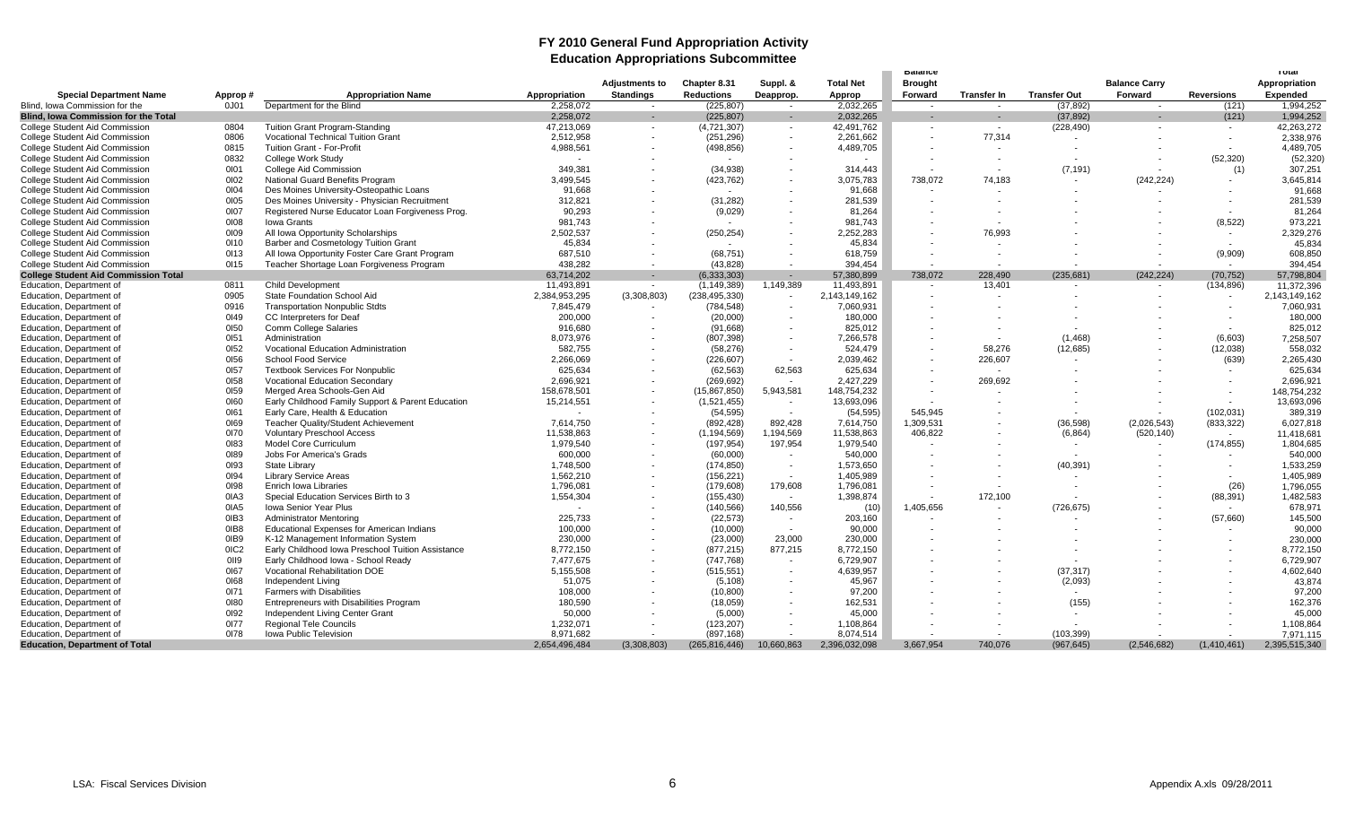# FY 2010 General Fund Appropriation Activity
## Education Appropriations Subcommittee

| Special Department Name | Approp # | Appropriation Name | Appropriation | Adjustments to Standings | Chapter 8.31 Reductions | Suppl. & Deapprop. | Total Net Approp | Balance Brought Forward | Transfer In | Transfer Out | Balance Carry Forward | Reversions | Total Appropriation Expended |
|---|---|---|---|---|---|---|---|---|---|---|---|---|---|
| Blind, Iowa Commission for the | 0J01 | Department for the Blind | 2,258,072 | - | (225,807) | - | 2,032,265 | - | - | (37,892) | - | (121) | 1,994,252 |
| **Blind, Iowa Commission for the Total** | | | 2,258,072 | - | (225,807) | - | 2,032,265 | - | - | (37,892) | - | (121) | 1,994,252 |
| College Student Aid Commission | 0804 | Tuition Grant Program-Standing | 47,213,069 | - | (4,721,307) | - | 42,491,762 | - | - | (228,490) | - | - | 42,263,272 |
| College Student Aid Commission | 0806 | Vocational Technical Tuition Grant | 2,512,958 | - | (251,296) | - | 2,261,662 | - | 77,314 | - | - | - | 2,338,976 |
| College Student Aid Commission | 0815 | Tuition Grant - For-Profit | 4,988,561 | - | (498,856) | - | 4,489,705 | - | - | - | - | - | 4,489,705 |
| College Student Aid Commission | 0832 | College Work Study | - | - | - | - | - | - | - | - | - | (52,320) | (52,320) |
| College Student Aid Commission | 0I01 | College Aid Commission | 349,381 | - | (34,938) | - | 314,443 | - | - | (7,191) | - | (1) | 307,251 |
| College Student Aid Commission | 0I02 | National Guard Benefits Program | 3,499,545 | - | (423,762) | - | 3,075,783 | 738,072 | 74,183 | - | (242,224) | - | 3,645,814 |
| College Student Aid Commission | 0I04 | Des Moines University-Osteopathic Loans | 91,668 | - | - | - | 91,668 | - | - | - | - | - | 91,668 |
| College Student Aid Commission | 0I05 | Des Moines University - Physician Recruitment | 312,821 | - | (31,282) | - | 281,539 | - | - | - | - | - | 281,539 |
| College Student Aid Commission | 0I07 | Registered Nurse Educator Loan Forgiveness Prog. | 90,293 | - | (9,029) | - | 81,264 | - | - | - | - | - | 81,264 |
| College Student Aid Commission | 0I08 | Iowa Grants | 981,743 | - | - | - | 981,743 | - | - | - | - | (8,522) | 973,221 |
| College Student Aid Commission | 0I09 | All Iowa Opportunity Scholarships | 2,502,537 | - | (250,254) | - | 2,252,283 | - | 76,993 | - | - | - | 2,329,276 |
| College Student Aid Commission | 0I10 | Barber and Cosmetology Tuition Grant | 45,834 | - | - | - | 45,834 | - | - | - | - | - | 45,834 |
| College Student Aid Commission | 0I13 | All Iowa Opportunity Foster Care Grant Program | 687,510 | - | (68,751) | - | 618,759 | - | - | - | - | (9,909) | 608,850 |
| College Student Aid Commission | 0I15 | Teacher Shortage Loan Forgiveness Program | 438,282 | - | (43,828) | - | 394,454 | - | - | - | - | - | 394,454 |
| **College Student Aid Commission Total** | | | 63,714,202 | - | (6,333,303) | - | 57,380,899 | 738,072 | 228,490 | (235,681) | (242,224) | (70,752) | 57,798,804 |
| Education, Department of | 0811 | Child Development | 11,493,891 | - | (1,149,389) | 1,149,389 | 11,493,891 | - | 13,401 | - | - | (134,896) | 11,372,396 |
| Education, Department of | 0905 | State Foundation School Aid | 2,384,953,295 | (3,308,803) | (238,495,330) | - | 2,143,149,162 | - | - | - | - | - | 2,143,149,162 |
| Education, Department of | 0916 | Transportation Nonpublic Stdts | 7,845,479 | - | (784,548) | - | 7,060,931 | - | - | - | - | - | 7,060,931 |
| Education, Department of | 0I49 | CC Interpreters for Deaf | 200,000 | - | (20,000) | - | 180,000 | - | - | - | - | - | 180,000 |
| Education, Department of | 0I50 | Comm College Salaries | 916,680 | - | (91,668) | - | 825,012 | - | - | - | - | - | 825,012 |
| Education, Department of | 0I51 | Administration | 8,073,976 | - | (807,398) | - | 7,266,578 | - | - | (1,468) | - | (6,603) | 7,258,507 |
| Education, Department of | 0I52 | Vocational Education Administration | 582,755 | - | (58,276) | - | 524,479 | - | 58,276 | (12,685) | - | (12,038) | 558,032 |
| Education, Department of | 0I56 | School Food Service | 2,266,069 | - | (226,607) | - | 2,039,462 | - | 226,607 | - | - | (639) | 2,265,430 |
| Education, Department of | 0I57 | Textbook Services For Nonpublic | 625,634 | - | (62,563) | 62,563 | 625,634 | - | - | - | - | - | 625,634 |
| Education, Department of | 0I58 | Vocational Education Secondary | 2,696,921 | - | (269,692) | - | 2,427,229 | - | 269,692 | - | - | - | 2,696,921 |
| Education, Department of | 0I59 | Merged Area Schools-Gen Aid | 158,678,501 | - | (15,867,850) | 5,943,581 | 148,754,232 | - | - | - | - | - | 148,754,232 |
| Education, Department of | 0I60 | Early Childhood Family Support & Parent Education | 15,214,551 | - | (1,521,455) | - | 13,693,096 | - | - | - | - | - | 13,693,096 |
| Education, Department of | 0I61 | Early Care, Health & Education | - | - | (54,595) | - | (54,595) | 545,945 | - | - | - | (102,031) | 389,319 |
| Education, Department of | 0I69 | Teacher Quality/Student Achievement | 7,614,750 | - | (892,428) | 892,428 | 7,614,750 | 1,309,531 | - | (36,598) | (2,026,543) | (833,322) | 6,027,818 |
| Education, Department of | 0I70 | Voluntary Preschool Access | 11,538,863 | - | (1,194,569) | 1,194,569 | 11,538,863 | 406,822 | - | (6,864) | (520,140) | - | 11,418,681 |
| Education, Department of | 0I83 | Model Core Curriculum | 1,979,540 | - | (197,954) | 197,954 | 1,979,540 | - | - | - | - | (174,855) | 1,804,685 |
| Education, Department of | 0I89 | Jobs For America's Grads | 600,000 | - | (60,000) | - | 540,000 | - | - | - | - | - | 540,000 |
| Education, Department of | 0I93 | State Library | 1,748,500 | - | (174,850) | - | 1,573,650 | - | - | (40,391) | - | - | 1,533,259 |
| Education, Department of | 0I94 | Library Service Areas | 1,562,210 | - | (156,221) | - | 1,405,989 | - | - | - | - | - | 1,405,989 |
| Education, Department of | 0I98 | Enrich Iowa Libraries | 1,796,081 | - | (179,608) | 179,608 | 1,796,081 | - | - | - | - | (26) | 1,796,055 |
| Education, Department of | 0IA3 | Special Education Services Birth to 3 | 1,554,304 | - | (155,430) | - | 1,398,874 | - | 172,100 | - | - | (88,391) | 1,482,583 |
| Education, Department of | 0IA5 | Iowa Senior Year Plus | - | - | (140,566) | 140,556 | (10) | 1,405,656 | - | (726,675) | - | - | 678,971 |
| Education, Department of | 0IB3 | Administrator Mentoring | 225,733 | - | (22,573) | - | 203,160 | - | - | - | - | (57,660) | 145,500 |
| Education, Department of | 0IB8 | Educational Expenses for American Indians | 100,000 | - | (10,000) | - | 90,000 | - | - | - | - | - | 90,000 |
| Education, Department of | 0IB9 | K-12 Management Information System | 230,000 | - | (23,000) | 23,000 | 230,000 | - | - | - | - | - | 230,000 |
| Education, Department of | 0IC2 | Early Childhood Iowa Preschool Tuition Assistance | 8,772,150 | - | (877,215) | 877,215 | 8,772,150 | - | - | - | - | - | 8,772,150 |
| Education, Department of | 0II9 | Early Childhood Iowa - School Ready | 7,477,675 | - | (747,768) | - | 6,729,907 | - | - | - | - | - | 6,729,907 |
| Education, Department of | 0I67 | Vocational Rehabilitation DOE | 5,155,508 | - | (515,551) | - | 4,639,957 | - | - | (37,317) | - | - | 4,602,640 |
| Education, Department of | 0I68 | Independent Living | 51,075 | - | (5,108) | - | 45,967 | - | - | (2,093) | - | - | 43,874 |
| Education, Department of | 0I71 | Farmers with Disabilities | 108,000 | - | (10,800) | - | 97,200 | - | - | - | - | - | 97,200 |
| Education, Department of | 0I80 | Entrepreneurs with Disabilities Program | 180,590 | - | (18,059) | - | 162,531 | - | - | (155) | - | - | 162,376 |
| Education, Department of | 0I92 | Independent Living Center Grant | 50,000 | - | (5,000) | - | 45,000 | - | - | - | - | - | 45,000 |
| Education, Department of | 0I77 | Regional Tele Councils | 1,232,071 | - | (123,207) | - | 1,108,864 | - | - | - | - | - | 1,108,864 |
| Education, Department of | 0I78 | Iowa Public Television | 8,971,682 | - | (897,168) | - | 8,074,514 | - | - | (103,399) | - | - | 7,971,115 |
| **Education, Department of Total** | | | 2,654,496,484 | (3,308,803) | (265,816,446) | 10,660,863 | 2,396,032,098 | 3,667,954 | 740,076 | (967,645) | (2,546,682) | (1,410,461) | 2,395,515,340 |

LSA: Fiscal Services Division — Appendix A.xls 09/28/2011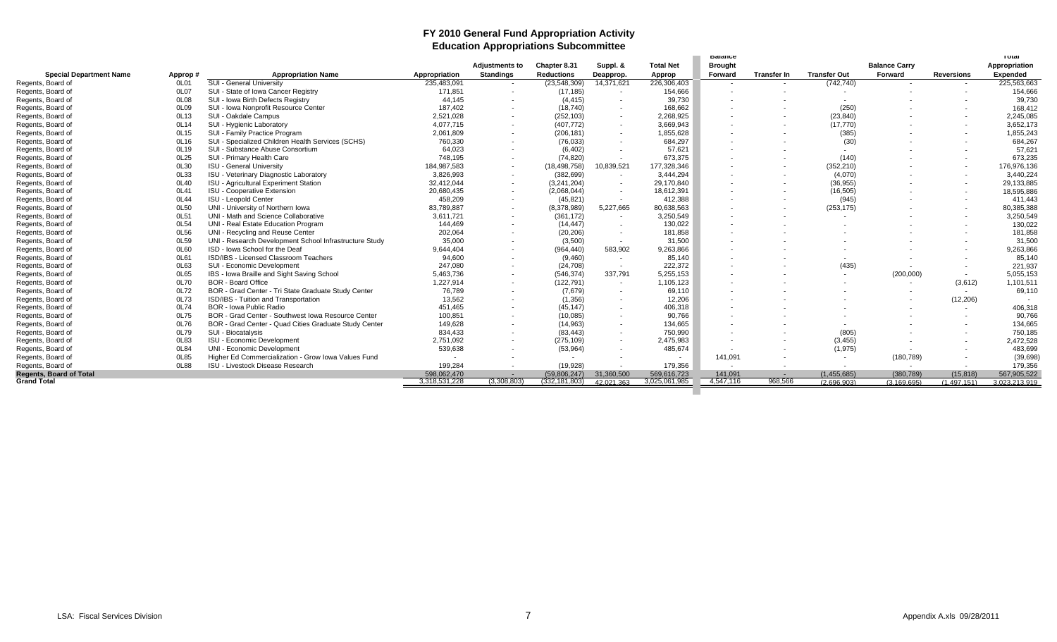# FY 2010 General Fund Appropriation Activity
## Education Appropriations Subcommittee

| Special Department Name | Approp # | Appropriation Name | Appropriation | Adjustments to Standings | Chapter 8.31 Reductions | Suppl. & Deapprop. | Total Net Approp | Balance Brought Forward | Transfer In | Transfer Out | Balance Carry Forward | Reversions | Total Appropriation Expended |
|---|---|---|---|---|---|---|---|---|---|---|---|---|---|
| Regents, Board of | 0L01 | SUI - General University | 235,483,091 | - | (23,548,309) | 14,371,621 | 226,306,403 | - | - | (742,740) | - | - | 225,563,663 |
| Regents, Board of | 0L07 | SUI - State of Iowa Cancer Registry | 171,851 | - | (17,185) | - | 154,666 | - | - | - | - | - | 154,666 |
| Regents, Board of | 0L08 | SUI - Iowa Birth Defects Registry | 44,145 | - | (4,415) | - | 39,730 | - | - | - | - | - | 39,730 |
| Regents, Board of | 0L09 | SUI - Iowa Nonprofit Resource Center | 187,402 | - | (18,740) | - | 168,662 | - | - | (250) | - | - | 168,412 |
| Regents, Board of | 0L13 | SUI - Oakdale Campus | 2,521,028 | - | (252,103) | - | 2,268,925 | - | - | (23,840) | - | - | 2,245,085 |
| Regents, Board of | 0L14 | SUI - Hygienic Laboratory | 4,077,715 | - | (407,772) | - | 3,669,943 | - | - | (17,770) | - | - | 3,652,173 |
| Regents, Board of | 0L15 | SUI - Family Practice Program | 2,061,809 | - | (206,181) | - | 1,855,628 | - | - | (385) | - | - | 1,855,243 |
| Regents, Board of | 0L16 | SUI - Specialized Children Health Services (SCHS) | 760,330 | - | (76,033) | - | 684,297 | - | - | (30) | - | - | 684,267 |
| Regents, Board of | 0L19 | SUI - Substance Abuse Consortium | 64,023 | - | (6,402) | - | 57,621 | - | - | - | - | - | 57,621 |
| Regents, Board of | 0L25 | SUI - Primary Health Care | 748,195 | - | (74,820) | - | 673,375 | - | - | (140) | - | - | 673,235 |
| Regents, Board of | 0L30 | ISU - General University | 184,987,583 | - | (18,498,758) | 10,839,521 | 177,328,346 | - | - | (352,210) | - | - | 176,976,136 |
| Regents, Board of | 0L33 | ISU - Veterinary Diagnostic Laboratory | 3,826,993 | - | (382,699) | - | 3,444,294 | - | - | (4,070) | - | - | 3,440,224 |
| Regents, Board of | 0L40 | ISU - Agricultural Experiment Station | 32,412,044 | - | (3,241,204) | - | 29,170,840 | - | - | (36,955) | - | - | 29,133,885 |
| Regents, Board of | 0L41 | ISU - Cooperative Extension | 20,680,435 | - | (2,068,044) | - | 18,612,391 | - | - | (16,505) | - | - | 18,595,886 |
| Regents, Board of | 0L44 | ISU - Leopold Center | 458,209 | - | (45,821) | - | 412,388 | - | - | (945) | - | - | 411,443 |
| Regents, Board of | 0L50 | UNI - University of Northern Iowa | 83,789,887 | - | (8,378,989) | 5,227,665 | 80,638,563 | - | - | (253,175) | - | - | 80,385,388 |
| Regents, Board of | 0L51 | UNI - Math and Science Collaborative | 3,611,721 | - | (361,172) | - | 3,250,549 | - | - | - | - | - | 3,250,549 |
| Regents, Board of | 0L54 | UNI - Real Estate Education Program | 144,469 | - | (14,447) | - | 130,022 | - | - | - | - | - | 130,022 |
| Regents, Board of | 0L56 | UNI - Recycling and Reuse Center | 202,064 | - | (20,206) | - | 181,858 | - | - | - | - | - | 181,858 |
| Regents, Board of | 0L59 | UNI - Research Development School Infrastructure Study | 35,000 | - | (3,500) | - | 31,500 | - | - | - | - | - | 31,500 |
| Regents, Board of | 0L60 | ISD - Iowa School for the Deaf | 9,644,404 | - | (964,440) | 583,902 | 9,263,866 | - | - | - | - | - | 9,263,866 |
| Regents, Board of | 0L61 | ISD/IBS - Licensed Classroom Teachers | 94,600 | - | (9,460) | - | 85,140 | - | - | - | - | - | 85,140 |
| Regents, Board of | 0L63 | SUI - Economic Development | 247,080 | - | (24,708) | - | 222,372 | - | - | (435) | - | - | 221,937 |
| Regents, Board of | 0L65 | IBS - Iowa Braille and Sight Saving School | 5,463,736 | - | (546,374) | 337,791 | 5,255,153 | - | - | - | (200,000) | - | 5,055,153 |
| Regents, Board of | 0L70 | BOR - Board Office | 1,227,914 | - | (122,791) | - | 1,105,123 | - | - | - | - | (3,612) | 1,101,511 |
| Regents, Board of | 0L72 | BOR - Grad Center - Tri State Graduate Study Center | 76,789 | - | (7,679) | - | 69,110 | - | - | - | - | - | 69,110 |
| Regents, Board of | 0L73 | ISD/IBS - Tuition and Transportation | 13,562 | - | (1,356) | - | 12,206 | - | - | - | - | (12,206) | - |
| Regents, Board of | 0L74 | BOR - Iowa Public Radio | 451,465 | - | (45,147) | - | 406,318 | - | - | - | - | - | 406,318 |
| Regents, Board of | 0L75 | BOR - Grad Center - Southwest Iowa Resource Center | 100,851 | - | (10,085) | - | 90,766 | - | - | - | - | - | 90,766 |
| Regents, Board of | 0L76 | BOR - Grad Center - Quad Cities Graduate Study Center | 149,628 | - | (14,963) | - | 134,665 | - | - | - | - | - | 134,665 |
| Regents, Board of | 0L79 | SUI - Biocatalysis | 834,433 | - | (83,443) | - | 750,990 | - | - | (805) | - | - | 750,185 |
| Regents, Board of | 0L83 | ISU - Economic Development | 2,751,092 | - | (275,109) | - | 2,475,983 | - | - | (3,455) | - | - | 2,472,528 |
| Regents, Board of | 0L84 | UNI - Economic Development | 539,638 | - | (53,964) | - | 485,674 | - | - | (1,975) | - | - | 483,699 |
| Regents, Board of | 0L85 | Higher Ed Commercialization - Grow Iowa Values Fund | - | - | - | - | - | 141,091 | - | - | (180,789) | - | (39,698) |
| Regents, Board of | 0L88 | ISU - Livestock Disease Research | 199,284 | - | (19,928) | - | 179,356 | - | - | - | - | - | 179,356 |
| **Regents, Board of Total** | | | 598,062,470 | - | (59,806,247) | 31,360,500 | 569,616,723 | 141,091 | - | (1,455,685) | (380,789) | (15,818) | 567,905,522 |
| **Grand Total** | | | 3,318,531,228 | (3,308,803) | (332,181,803) | 42,021,363 | 3,025,061,985 | 4,547,116 | 968,566 | (2,696,903) | (3,169,695) | (1,497,151) | 3,023,213,919 |

LSA: Fiscal Services Division — Appendix A.xls 09/28/2011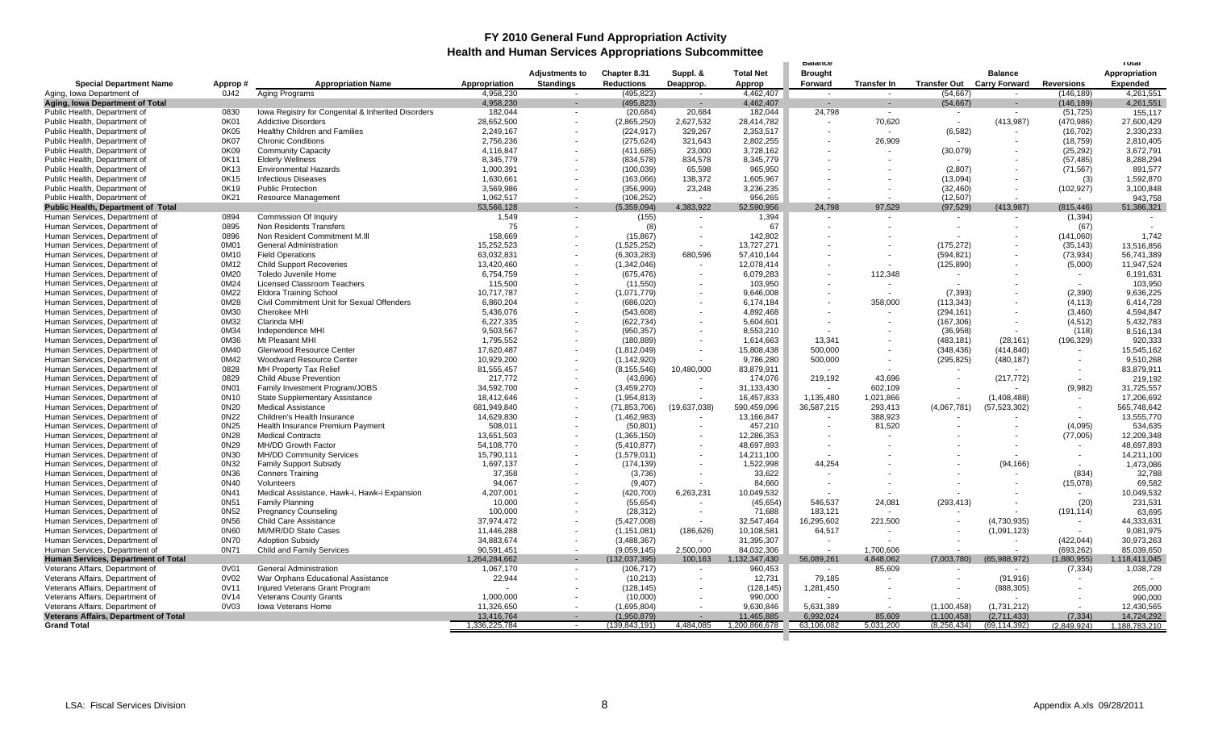# FY 2010 General Fund Appropriation Activity
## Health and Human Services Appropriations Subcommittee

| Special Department Name | Approp # | Appropriation Name | Appropriation | Adjustments to Standings | Chapter 8.31 Reductions | Suppl. & Deapprop. | Total Net Approp | Balance Brought Forward | Transfer In | Transfer Out | Balance Carry Forward | Reversions | Total Appropriation Expended |
|---|---|---|---|---|---|---|---|---|---|---|---|---|---|
| Aging, Iowa Department of | 0J42 | Aging Programs | 4,958,230 | - | (495,823) | - | 4,462,407 | - | - | (54,667) | - | (146,189) | 4,261,551 |
| **Aging, Iowa Department of Total** | | | 4,958,230 | - | (495,823) | - | 4,462,407 | - | - | (54,667) | - | (146,189) | 4,261,551 |
| Public Health, Department of | 0830 | Iowa Registry for Congenital & Inherited Disorders | 182,044 | - | (20,684) | 20,684 | 182,044 | 24,798 | - | - | - | (51,725) | 155,117 |
| Public Health, Department of | 0K01 | Addictive Disorders | 28,652,500 | - | (2,865,250) | 2,627,532 | 28,414,782 | - | 70,620 | - | (413,987) | (470,986) | 27,600,429 |
| Public Health, Department of | 0K05 | Healthy Children and Families | 2,249,167 | - | (224,917) | 329,267 | 2,353,517 | - | - | (6,582) | - | (16,702) | 2,330,233 |
| Public Health, Department of | 0K07 | Chronic Conditions | 2,756,236 | - | (275,624) | 321,643 | 2,802,255 | - | 26,909 | - | - | (18,759) | 2,810,405 |
| Public Health, Department of | 0K09 | Community Capacity | 4,116,847 | - | (411,685) | 23,000 | 3,728,162 | - | - | (30,079) | - | (25,292) | 3,672,791 |
| Public Health, Department of | 0K11 | Elderly Wellness | 8,345,779 | - | (834,578) | 834,578 | 8,345,779 | - | - | - | - | (57,485) | 8,288,294 |
| Public Health, Department of | 0K13 | Environmental Hazards | 1,000,391 | - | (100,039) | 65,598 | 965,950 | - | - | (2,807) | - | (71,567) | 891,577 |
| Public Health, Department of | 0K15 | Infectious Diseases | 1,630,661 | - | (163,066) | 138,372 | 1,605,967 | - | - | (13,094) | - | (3) | 1,592,870 |
| Public Health, Department of | 0K19 | Public Protection | 3,569,986 | - | (356,999) | 23,248 | 3,236,235 | - | - | (32,460) | - | (102,927) | 3,100,848 |
| Public Health, Department of | 0K21 | Resource Management | 1,062,517 | - | (106,252) | - | 956,265 | - | - | (12,507) | - | - | 943,758 |
| **Public Health, Department of Total** | | | 53,566,128 | - | (5,359,094) | 4,383,922 | 52,590,956 | 24,798 | 97,529 | (97,529) | (413,987) | (815,446) | 51,386,321 |
| Human Services, Department of | 0894 | Commission Of Inquiry | 1,549 | - | (155) | - | 1,394 | - | - | - | - | (1,394) | - |
| Human Services, Department of | 0895 | Non Residents Transfers | 75 | - | (8) | - | 67 | - | - | - | - | (67) | - |
| Human Services, Department of | 0896 | Non Resident Commitment M.Ill | 158,669 | - | (15,867) | - | 142,802 | - | - | - | - | (141,060) | 1,742 |
| Human Services, Department of | 0M01 | General Administration | 15,252,523 | - | (1,525,252) | - | 13,727,271 | - | - | (175,272) | - | (35,143) | 13,516,856 |
| Human Services, Department of | 0M10 | Field Operations | 63,032,831 | - | (6,303,283) | 680,596 | 57,410,144 | - | - | (594,821) | - | (73,934) | 56,741,389 |
| Human Services, Department of | 0M12 | Child Support Recoveries | 13,420,460 | - | (1,342,046) | - | 12,078,414 | - | - | (125,890) | - | (5,000) | 11,947,524 |
| Human Services, Department of | 0M20 | Toledo Juvenile Home | 6,754,759 | - | (675,476) | - | 6,079,283 | - | 112,348 | - | - | - | 6,191,631 |
| Human Services, Department of | 0M24 | Licensed Classroom Teachers | 115,500 | - | (11,550) | - | 103,950 | - | - | - | - | - | 103,950 |
| Human Services, Department of | 0M22 | Eldora Training School | 10,717,787 | - | (1,071,779) | - | 9,646,008 | - | - | (7,393) | - | (2,390) | 9,636,225 |
| Human Services, Department of | 0M28 | Civil Commitment Unit for Sexual Offenders | 6,860,204 | - | (686,020) | - | 6,174,184 | - | 358,000 | (113,343) | - | (4,113) | 6,414,728 |
| Human Services, Department of | 0M30 | Cherokee MHI | 5,436,076 | - | (543,608) | - | 4,892,468 | - | - | (294,161) | - | (3,460) | 4,594,847 |
| Human Services, Department of | 0M32 | Clarinda MHI | 6,227,335 | - | (622,734) | - | 5,604,601 | - | - | (167,306) | - | (4,512) | 5,432,783 |
| Human Services, Department of | 0M34 | Independence MHI | 9,503,567 | - | (950,357) | - | 8,553,210 | - | - | (36,958) | - | (118) | 8,516,134 |
| Human Services, Department of | 0M36 | Mt Pleasant MHI | 1,795,552 | - | (180,889) | - | 1,614,663 | 13,341 | - | (483,181) | (28,161) | (196,329) | 920,333 |
| Human Services, Department of | 0M40 | Glenwood Resource Center | 17,620,487 | - | (1,812,049) | - | 15,808,438 | 500,000 | - | (348,436) | (414,840) | - | 15,545,162 |
| Human Services, Department of | 0M42 | Woodward Resource Center | 10,929,200 | - | (1,142,920) | - | 9,786,280 | 500,000 | - | (295,825) | (480,187) | - | 9,510,268 |
| Human Services, Department of | 0828 | MH Property Tax Relief | 81,555,457 | - | (8,155,546) | 10,480,000 | 83,879,911 | - | - | - | - | - | 83,879,911 |
| Human Services, Department of | 0829 | Child Abuse Prevention | 217,772 | - | (43,696) | - | 174,076 | 219,192 | 43,696 | - | (217,772) | - | 219,192 |
| Human Services, Department of | 0N01 | Family Investment Program/JOBS | 34,592,700 | - | (3,459,270) | - | 31,133,430 | - | 602,109 | - | - | (9,982) | 31,725,557 |
| Human Services, Department of | 0N10 | State Supplementary Assistance | 18,412,646 | - | (1,954,813) | - | 16,457,833 | 1,135,480 | 1,021,866 | - | (1,408,488) | - | 17,206,692 |
| Human Services, Department of | 0N20 | Medical Assistance | 681,949,840 | - | (71,853,706) | (19,637,038) | 590,459,096 | 36,587,215 | 293,413 | (4,067,781) | (57,523,302) | - | 565,748,642 |
| Human Services, Department of | 0N22 | Children's Health Insurance | 14,629,830 | - | (1,462,983) | - | 13,166,847 | - | 388,923 | - | - | - | 13,555,770 |
| Human Services, Department of | 0N25 | Health Insurance Premium Payment | 508,011 | - | (50,801) | - | 457,210 | - | 81,520 | - | - | (4,095) | 534,635 |
| Human Services, Department of | 0N28 | Medical Contracts | 13,651,503 | - | (1,365,150) | - | 12,286,353 | - | - | - | - | (77,005) | 12,209,348 |
| Human Services, Department of | 0N29 | MH/DD Growth Factor | 54,108,770 | - | (5,410,877) | - | 48,697,893 | - | - | - | - | - | 48,697,893 |
| Human Services, Department of | 0N30 | MH/DD Community Services | 15,790,111 | - | (1,579,011) | - | 14,211,100 | - | - | - | - | - | 14,211,100 |
| Human Services, Department of | 0N32 | Family Support Subsidy | 1,697,137 | - | (174,139) | - | 1,522,998 | 44,254 | - | - | (94,166) | - | 1,473,086 |
| Human Services, Department of | 0N36 | Conners Training | 37,358 | - | (3,736) | - | 33,622 | - | - | - | - | (834) | 32,788 |
| Human Services, Department of | 0N40 | Volunteers | 94,067 | - | (9,407) | - | 84,660 | - | - | - | - | (15,078) | 69,582 |
| Human Services, Department of | 0N41 | Medical Assistance, Hawk-i, Hawk-i Expansion | 4,207,001 | - | (420,700) | 6,263,231 | 10,049,532 | - | - | - | - | - | 10,049,532 |
| Human Services, Department of | 0N51 | Family Planning | 10,000 | - | (55,654) | - | (45,654) | 546,537 | 24,081 | (293,413) | - | (20) | 231,531 |
| Human Services, Department of | 0N52 | Pregnancy Counseling | 100,000 | - | (28,312) | - | 71,688 | 183,121 | - | - | - | (191,114) | 63,695 |
| Human Services, Department of | 0N56 | Child Care Assistance | 37,974,472 | - | (5,427,008) | - | 32,547,464 | 16,295,602 | 221,500 | - | (4,730,935) | - | 44,333,631 |
| Human Services, Department of | 0N60 | MI/MR/DD State Cases | 11,446,288 | - | (1,151,081) | (186,626) | 10,108,581 | 64,517 | - | - | (1,091,123) | - | 9,081,975 |
| Human Services, Department of | 0N70 | Adoption Subsidy | 34,883,674 | - | (3,488,367) | - | 31,395,307 | - | - | - | - | (422,044) | 30,973,263 |
| Human Services, Department of | 0N71 | Child and Family Services | 90,591,451 | - | (9,059,145) | 2,500,000 | 84,032,306 | - | 1,700,606 | - | - | (693,262) | 85,039,650 |
| **Human Services, Department of Total** | | | 1,264,284,662 | - | (132,037,395) | 100,163 | 1,132,347,430 | 56,089,261 | 4,848,062 | (7,003,780) | (65,988,972) | (1,880,955) | 1,118,411,045 |
| Veterans Affairs, Department of | 0V01 | General Administration | 1,067,170 | - | (106,717) | - | 960,453 | - | 85,609 | - | - | (7,334) | 1,038,728 |
| Veterans Affairs, Department of | 0V02 | War Orphans Educational Assistance | 22,944 | - | (10,213) | - | 12,731 | 79,185 | - | - | (91,916) | - | - |
| Veterans Affairs, Department of | 0V11 | Injured Veterans Grant Program | - | - | (128,145) | - | (128,145) | 1,281,450 | - | - | (888,305) | - | 265,000 |
| Veterans Affairs, Department of | 0V14 | Veterans County Grants | 1,000,000 | - | (10,000) | - | 990,000 | - | - | - | - | - | 990,000 |
| Veterans Affairs, Department of | 0V03 | Iowa Veterans Home | 11,326,650 | - | (1,695,804) | - | 9,630,846 | 5,631,389 | - | (1,100,458) | (1,731,212) | - | 12,430,565 |
| **Veterans Affairs, Department of Total** | | | 13,416,764 | - | (1,950,879) | - | 11,465,885 | 6,992,024 | 85,609 | (1,100,458) | (2,711,433) | (7,334) | 14,724,292 |
| **Grand Total** | | | 1,336,225,784 | - | (139,843,191) | 4,484,085 | 1,200,866,678 | 63,106,082 | 5,031,200 | (8,256,434) | (69,114,392) | (2,849,924) | 1,188,783,210 |

LSA: Fiscal Services Division — Appendix A.xls 09/28/2011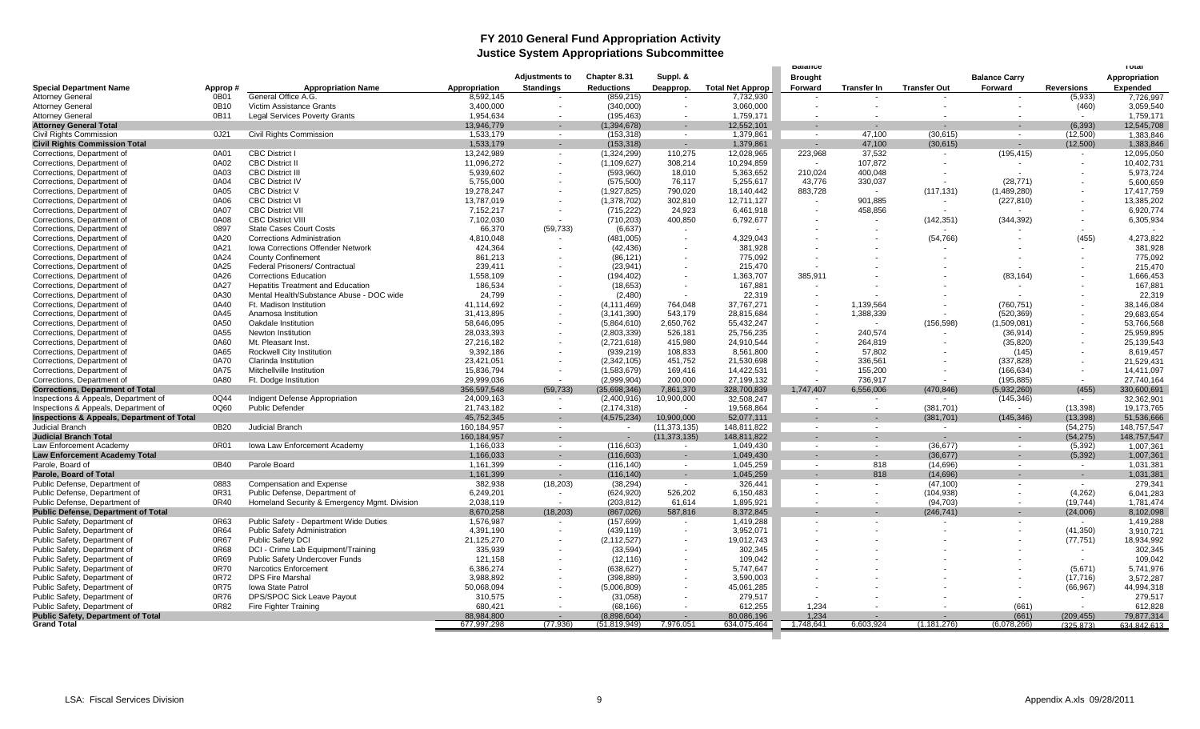# FY 2010 General Fund Appropriation Activity

## Justice System Appropriations Subcommittee

| Special Department Name | Approp # | Appropriation Name | Appropriation | Adjustments to Standings | Chapter 8.31 Reductions | Suppl. & Deapprop. | Total Net Approp | Balance Brought Forward | Transfer In | Transfer Out | Balance Carry Forward | Reversions | Total Appropriation Expended |
|---|---|---|---|---|---|---|---|---|---|---|---|---|---|
| Attorney General | 0B01 | General Office A.G. | 8,592,145 | - | (859,215) | - | 7,732,930 | - | - | - | - | (5,933) | 7,726,997 |
| Attorney General | 0B10 | Victim Assistance Grants | 3,400,000 | - | (340,000) | - | 3,060,000 | - | - | - | - | (460) | 3,059,540 |
| Attorney General | 0B11 | Legal Services Poverty Grants | 1,954,634 | - | (195,463) | - | 1,759,171 | - | - | - | - | - | 1,759,171 |
| **Attorney General Total** | | | 13,946,779 | - | (1,394,678) | - | 12,552,101 | - | - | - | - | (6,393) | 12,545,708 |
| Civil Rights Commission | 0J21 | Civil Rights Commission | 1,533,179 | - | (153,318) | - | 1,379,861 | - | 47,100 | (30,615) | - | (12,500) | 1,383,846 |
| **Civil Rights Commission Total** | | | 1,533,179 | - | (153,318) | - | 1,379,861 | - | 47,100 | (30,615) | - | (12,500) | 1,383,846 |
| Corrections, Department of | 0A01 | CBC District I | 13,242,989 | - | (1,324,299) | 110,275 | 12,028,965 | 223,968 | 37,532 | - | (195,415) | - | 12,095,050 |
| Corrections, Department of | 0A02 | CBC District II | 11,096,272 | - | (1,109,627) | 308,214 | 10,294,859 | - | 107,872 | - | - | - | 10,402,731 |
| Corrections, Department of | 0A03 | CBC District III | 5,939,602 | - | (593,960) | 18,010 | 5,363,652 | 210,024 | 400,048 | - | - | - | 5,973,724 |
| Corrections, Department of | 0A04 | CBC District IV | 5,755,000 | - | (575,500) | 76,117 | 5,255,617 | 43,776 | 330,037 | - | (28,771) | - | 5,600,659 |
| Corrections, Department of | 0A05 | CBC District V | 19,278,247 | - | (1,927,825) | 790,020 | 18,140,442 | 883,728 | - | (117,131) | (1,489,280) | - | 17,417,759 |
| Corrections, Department of | 0A06 | CBC District VI | 13,787,019 | - | (1,378,702) | 302,810 | 12,711,127 | - | 901,885 | - | (227,810) | - | 13,385,202 |
| Corrections, Department of | 0A07 | CBC District VII | 7,152,217 | - | (715,222) | 24,923 | 6,461,918 | - | 458,856 | - | - | - | 6,920,774 |
| Corrections, Department of | 0A08 | CBC District VIII | 7,102,030 | - | (710,203) | 400,850 | 6,792,677 | - | - | (142,351) | (344,392) | - | 6,305,934 |
| Corrections, Department of | 0897 | State Cases Court Costs | 66,370 | (59,733) | (6,637) | - | - | - | - | - | - | - | - |
| Corrections, Department of | 0A20 | Corrections Administration | 4,810,048 | - | (481,005) | - | 4,329,043 | - | - | (54,766) | - | (455) | 4,273,822 |
| Corrections, Department of | 0A21 | Iowa Corrections Offender Network | 424,364 | - | (42,436) | - | 381,928 | - | - | - | - | - | 381,928 |
| Corrections, Department of | 0A24 | County Confinement | 861,213 | - | (86,121) | - | 775,092 | - | - | - | - | - | 775,092 |
| Corrections, Department of | 0A25 | Federal Prisoners/ Contractual | 239,411 | - | (23,941) | - | 215,470 | - | - | - | - | - | 215,470 |
| Corrections, Department of | 0A26 | Corrections Education | 1,558,109 | - | (194,402) | - | 1,363,707 | 385,911 | - | - | (83,164) | - | 1,666,453 |
| Corrections, Department of | 0A27 | Hepatitis Treatment and Education | 186,534 | - | (18,653) | - | 167,881 | - | - | - | - | - | 167,881 |
| Corrections, Department of | 0A30 | Mental Health/Substance Abuse - DOC wide | 24,799 | - | (2,480) | - | 22,319 | - | - | - | - | - | 22,319 |
| Corrections, Department of | 0A40 | Ft. Madison Institution | 41,114,692 | - | (4,111,469) | 764,048 | 37,767,271 | - | 1,139,564 | - | (760,751) | - | 38,146,084 |
| Corrections, Department of | 0A45 | Anamosa Institution | 31,413,895 | - | (3,141,390) | 543,179 | 28,815,684 | - | 1,388,339 | - | (520,369) | - | 29,683,654 |
| Corrections, Department of | 0A50 | Oakdale Institution | 58,646,095 | - | (5,864,610) | 2,650,762 | 55,432,247 | - | - | (156,598) | (1,509,081) | - | 53,766,568 |
| Corrections, Department of | 0A55 | Newton Institution | 28,033,393 | - | (2,803,339) | 526,181 | 25,756,235 | - | 240,574 | - | (36,914) | - | 25,959,895 |
| Corrections, Department of | 0A60 | Mt. Pleasant Inst. | 27,216,182 | - | (2,721,618) | 415,980 | 24,910,544 | - | 264,819 | - | (35,820) | - | 25,139,543 |
| Corrections, Department of | 0A65 | Rockwell City Institution | 9,392,186 | - | (939,219) | 108,833 | 8,561,800 | - | 57,802 | - | (145) | - | 8,619,457 |
| Corrections, Department of | 0A70 | Clarinda Institution | 23,421,051 | - | (2,342,105) | 451,752 | 21,530,698 | - | 336,561 | - | (337,828) | - | 21,529,431 |
| Corrections, Department of | 0A75 | Mitchellville Institution | 15,836,794 | - | (1,583,679) | 169,416 | 14,422,531 | - | 155,200 | - | (166,634) | - | 14,411,097 |
| Corrections, Department of | 0A80 | Ft. Dodge Institution | 29,999,036 | - | (2,999,904) | 200,000 | 27,199,132 | - | 736,917 | - | (195,885) | - | 27,740,164 |
| **Corrections, Department of Total** | | | 356,597,548 | (59,733) | (35,698,346) | 7,861,370 | 328,700,839 | 1,747,407 | 6,556,006 | (470,846) | (5,932,260) | (455) | 330,600,691 |
| Inspections & Appeals, Department of | 0Q44 | Indigent Defense Appropriation | 24,009,163 | - | (2,400,916) | 10,900,000 | 32,508,247 | - | - | - | (145,346) | - | 32,362,901 |
| Inspections & Appeals, Department of | 0Q60 | Public Defender | 21,743,182 | - | (2,174,318) | - | 19,568,864 | - | - | (381,701) | - | (13,398) | 19,173,765 |
| **Inspections & Appeals, Department of Total** | | | 45,752,345 | - | (4,575,234) | 10,900,000 | 52,077,111 | - | - | (381,701) | (145,346) | (13,398) | 51,536,666 |
| Judicial Branch | 0B20 | Judicial Branch | 160,184,957 | - | - | (11,373,135) | 148,811,822 | - | - | - | - | (54,275) | 148,757,547 |
| **Judicial Branch Total** | | | 160,184,957 | - | - | (11,373,135) | 148,811,822 | - | - | - | - | (54,275) | 148,757,547 |
| Law Enforcement Academy | 0R01 | Iowa Law Enforcement Academy | 1,166,033 | - | (116,603) | - | 1,049,430 | - | - | (36,677) | - | (5,392) | 1,007,361 |
| **Law Enforcement Academy Total** | | | 1,166,033 | - | (116,603) | - | 1,049,430 | - | - | (36,677) | - | (5,392) | 1,007,361 |
| Parole, Board of | 0B40 | Parole Board | 1,161,399 | - | (116,140) | - | 1,045,259 | - | 818 | (14,696) | - | - | 1,031,381 |
| **Parole, Board of Total** | | | 1,161,399 | - | (116,140) | - | 1,045,259 | - | 818 | (14,696) | - | - | 1,031,381 |
| Public Defense, Department of | 0883 | Compensation and Expense | 382,938 | (18,203) | (38,294) | - | 326,441 | - | - | (47,100) | - | - | 279,341 |
| Public Defense, Department of | 0R31 | Public Defense, Department of | 6,249,201 | - | (624,920) | 526,202 | 6,150,483 | - | - | (104,938) | - | (4,262) | 6,041,283 |
| Public Defense, Department of | 0R40 | Homeland Security & Emergency Mgmt. Division | 2,038,119 | - | (203,812) | 61,614 | 1,895,921 | - | - | (94,703) | - | (19,744) | 1,781,474 |
| **Public Defense, Department of Total** | | | 8,670,258 | (18,203) | (867,026) | 587,816 | 8,372,845 | - | - | (246,741) | - | (24,006) | 8,102,098 |
| Public Safety, Department of | 0R63 | Public Safety - Department Wide Duties | 1,576,987 | - | (157,699) | - | 1,419,288 | - | - | - | - | - | 1,419,288 |
| Public Safety, Department of | 0R64 | Public Safety Administration | 4,391,190 | - | (439,119) | - | 3,952,071 | - | - | - | - | (41,350) | 3,910,721 |
| Public Safety, Department of | 0R67 | Public Safety DCI | 21,125,270 | - | (2,112,527) | - | 19,012,743 | - | - | - | - | (77,751) | 18,934,992 |
| Public Safety, Department of | 0R68 | DCI - Crime Lab Equipment/Training | 335,939 | - | (33,594) | - | 302,345 | - | - | - | - | - | 302,345 |
| Public Safety, Department of | 0R69 | Public Safety Undercover Funds | 121,158 | - | (12,116) | - | 109,042 | - | - | - | - | - | 109,042 |
| Public Safety, Department of | 0R70 | Narcotics Enforcement | 6,386,274 | - | (638,627) | - | 5,747,647 | - | - | - | - | (5,671) | 5,741,976 |
| Public Safety, Department of | 0R72 | DPS Fire Marshal | 3,988,892 | - | (398,889) | - | 3,590,003 | - | - | - | - | (17,716) | 3,572,287 |
| Public Safety, Department of | 0R75 | Iowa State Patrol | 50,068,094 | - | (5,006,809) | - | 45,061,285 | - | - | - | - | (66,967) | 44,994,318 |
| Public Safety, Department of | 0R76 | DPS/SPOC Sick Leave Payout | 310,575 | - | (31,058) | - | 279,517 | - | - | - | - | - | 279,517 |
| Public Safety, Department of | 0R82 | Fire Fighter Training | 680,421 | - | (68,166) | - | 612,255 | 1,234 | - | - | (661) | - | 612,828 |
| **Public Safety, Department of Total** | | | 88,984,800 | - | (8,898,604) | - | 80,086,196 | 1,234 | - | - | (661) | (209,455) | 79,877,314 |
| **Grand Total** | | | 677,997,298 | (77,936) | (51,819,949) | 7,976,051 | 634,075,464 | 1,748,641 | 6,603,924 | (1,181,276) | (6,078,266) | (325,873) | 634,842,613 |

LSA: Fiscal Services Division — Appendix A.xls 09/28/2011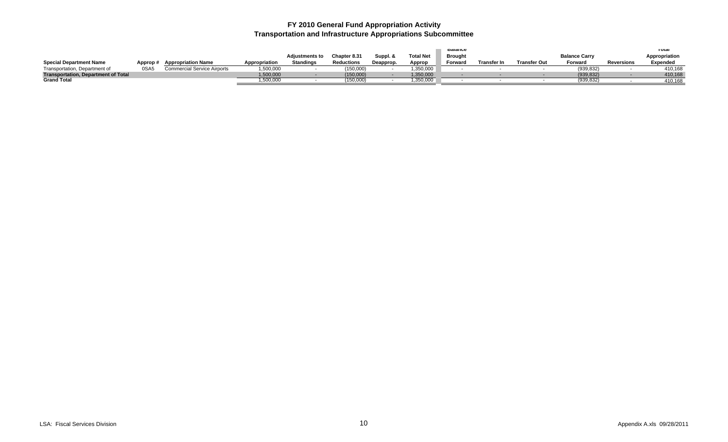# FY 2010 General Fund Appropriation Activity
## Transportation and Infrastructure Appropriations Subcommittee

| Special Department Name | Approp # | Appropriation Name | Appropriation | Adjustments to Standings | Chapter 8.31 Reductions | Suppl. & Deapprop. | Total Net Approp | Balance Brought Forward | Transfer In | Transfer Out | Balance Carry Forward | Reversions | Total Appropriation Expended |
|---|---|---|---|---|---|---|---|---|---|---|---|---|---|
| Transportation, Department of | 0SA5 | Commercial Service Airports | 1,500,000 | - | (150,000) | - | 1,350,000 | - | - | - | (939,832) | - | 410,168 |
| **Transportation, Department of Total** | | | 1,500,000 | - | (150,000) | - | 1,350,000 | - | - | - | (939,832) | - | 410,168 |
| **Grand Total** | | | 1,500,000 | - | (150,000) | - | 1,350,000 | - | - | - | (939,832) | - | 410,168 |

LSA: Fiscal Services Division

Appendix A.xls 09/28/2011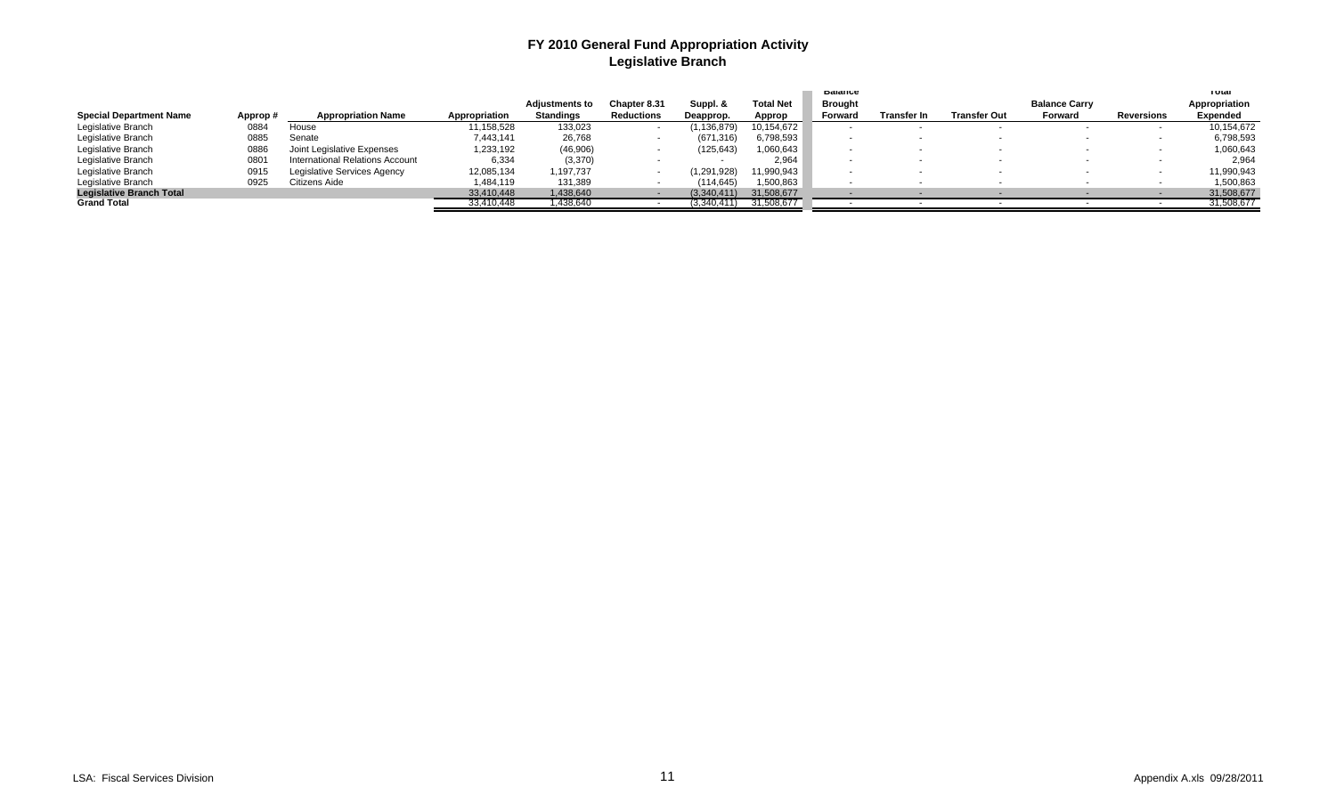# FY 2010 General Fund Appropriation Activity
## Legislative Branch

| Special Department Name | Approp # | Appropriation Name | Appropriation | Adjustments to Standings | Chapter 8.31 Reductions | Suppl. & Deapprop. | Total Net Approp | Balance Brought Forward | Transfer In | Transfer Out | Balance Carry Forward | Reversions | Total Appropriation Expended |
|---|---|---|---|---|---|---|---|---|---|---|---|---|---|
| Legislative Branch | 0884 | House | 11,158,528 | 133,023 | - | (1,136,879) | 10,154,672 | - | - | - | - | - | 10,154,672 |
| Legislative Branch | 0885 | Senate | 7,443,141 | 26,768 | - | (671,316) | 6,798,593 | - | - | - | - | - | 6,798,593 |
| Legislative Branch | 0886 | Joint Legislative Expenses | 1,233,192 | (46,906) | - | (125,643) | 1,060,643 | - | - | - | - | - | 1,060,643 |
| Legislative Branch | 0801 | International Relations Account | 6,334 | (3,370) | - | - | 2,964 | - | - | - | - | - | 2,964 |
| Legislative Branch | 0915 | Legislative Services Agency | 12,085,134 | 1,197,737 | - | (1,291,928) | 11,990,943 | - | - | - | - | - | 11,990,943 |
| Legislative Branch | 0925 | Citizens Aide | 1,484,119 | 131,389 | - | (114,645) | 1,500,863 | - | - | - | - | - | 1,500,863 |
| **Legislative Branch Total** | | | 33,410,448 | 1,438,640 | - | (3,340,411) | 31,508,677 | - | - | - | - | - | 31,508,677 |
| **Grand Total** | | | 33,410,448 | 1,438,640 | - | (3,340,411) | 31,508,677 | - | - | - | - | - | 31,508,677 |

LSA: Fiscal Services Division

Appendix A.xls 09/28/2011